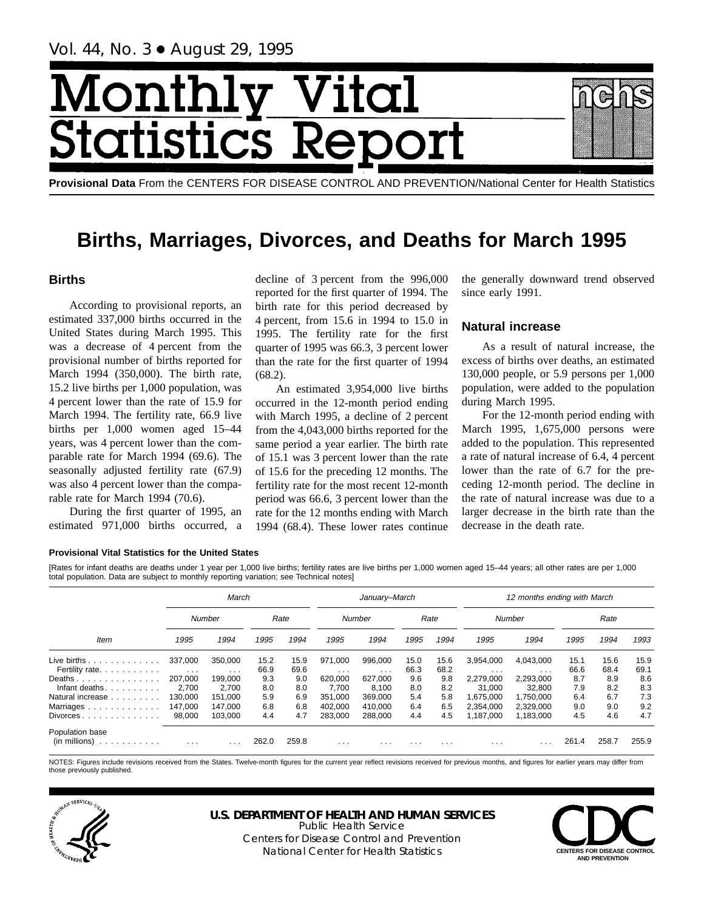Vol. 44, No. 3 • August 29, 1995

# Monthly Vital Statistics Report

**Provisional Data** From the CENTERS FOR DISEASE CONTROL AND PREVENTION/National Center for Health Statistics

# Births, Marriages, Divorces, and Deaths for March 1995

## Births

According to provisional reports, an estimated 337,000 births occurred in the United States during March 1995. This was a decrease of 4 percent from the provisional number of births reported for March 1994 (350,000). The birth rate, 15.2 live births per 1,000 population, was 4 percent lower than the rate of 15.9 for March 1994. The fertility rate, 66.9 live births per 1,000 women aged 15–44 years, was 4 percent lower than the comparable rate for March 1994 (69.6). The seasonally adjusted fertility rate (67.9) was also 4 percent lower than the comparable rate for March 1994 (70.6).

During the first quarter of 1995, an estimated 971,000 births occurred, a decline of 3 percent from the 996,000 reported for the first quarter of 1994. The birth rate for this period decreased by 4 percent, from 15.6 in 1994 to 15.0 in 1995. The fertility rate for the first quarter of 1995 was 66.3, 3 percent lower than the rate for the first quarter of 1994 (68.2).

An estimated 3,954,000 live births occurred in the 12-month period ending with March 1995, a decline of 2 percent from the 4,043,000 births reported for the same period a year earlier. The birth rate of 15.1 was 3 percent lower than the rate of 15.6 for the preceding 12 months. The fertility rate for the most recent 12-month period was 66.6, 3 percent lower than the rate for the 12 months ending with March 1994 (68.4). These lower rates continue the generally downward trend observed since early 1991.

## Natural increase

As a result of natural increase, the excess of births over deaths, an estimated 130,000 people, or 5.9 persons per 1,000 population, were added to the population during March 1995.

For the 12-month period ending with March 1995, 1,675,000 persons were added to the population. This represented a rate of natural increase of 6.4, 4 percent lower than the rate of 6.7 for the preceding 12-month period. The decline in the rate of natural increase was due to a larger decrease in the birth rate than the decrease in the death rate.

**Provisional Vital Statistics for the United States**

[Rates for infant deaths are deaths under 1 year per 1,000 live births; fertility rates are live births per 1,000 women aged 15–44 years; all other rates are per 1,000 total population. Data are subject to monthly reporting variation; see Technical notes]

| Item | *March* | | | | *January–March* | | | | *12 months ending with March* | | | | |
|---|---|---|---|---|---|---|---|---|---|---|---|---|---|
| | *Number* | | *Rate* | | *Number* | | *Rate* | | *Number* | | *Rate* | | |
| | *1995* | *1994* | *1995* | *1994* | *1995* | *1994* | *1995* | *1994* | *1995* | *1994* | *1995* | *1994* | *1993* |
| Live births | 337,000 | 350,000 | 15.2 | 15.9 | 971,000 | 996,000 | 15.0 | 15.6 | 3,954,000 | 4,043,000 | 15.1 | 15.6 | 15.9 |
| Fertility rate | . . . | . . . | 66.9 | 69.6 | . . . | . . . | 66.3 | 68.2 | . . . | . . . | 66.6 | 68.4 | 69.1 |
| Deaths | 207,000 | 199,000 | 9.3 | 9.0 | 620,000 | 627,000 | 9.6 | 9.8 | 2,279,000 | 2,293,000 | 8.7 | 8.9 | 8.6 |
| Infant deaths | 2,700 | 2,700 | 8.0 | 8.0 | 7,700 | 8,100 | 8.0 | 8.2 | 31,000 | 32,800 | 7.9 | 8.2 | 8.3 |
| Natural increase | 130,000 | 151,000 | 5.9 | 6.9 | 351,000 | 369,000 | 5.4 | 5.8 | 1,675,000 | 1,750,000 | 6.4 | 6.7 | 7.3 |
| Marriages | 147,000 | 147,000 | 6.8 | 6.8 | 402,000 | 410,000 | 6.4 | 6.5 | 2,354,000 | 2,329,000 | 9.0 | 9.0 | 9.2 |
| Divorces | 98,000 | 103,000 | 4.4 | 4.7 | 283,000 | 288,000 | 4.4 | 4.5 | 1,187,000 | 1,183,000 | 4.5 | 4.6 | 4.7 |
| Population base (in millions) | . . . | . . . | 262.0 | 259.8 | . . . | . . . | . . . | . . . | . . . | . . . | 261.4 | 258.7 | 255.9 |

NOTES: Figures include revisions received from the States. Twelve-month figures for the current year reflect revisions received for previous months, and figures for earlier years may differ from those previously published.

**U.S. DEPARTMENT OF HEALTH AND HUMAN SERVICES**
Public Health Service
Centers for Disease Control and Prevention
National Center for Health Statistics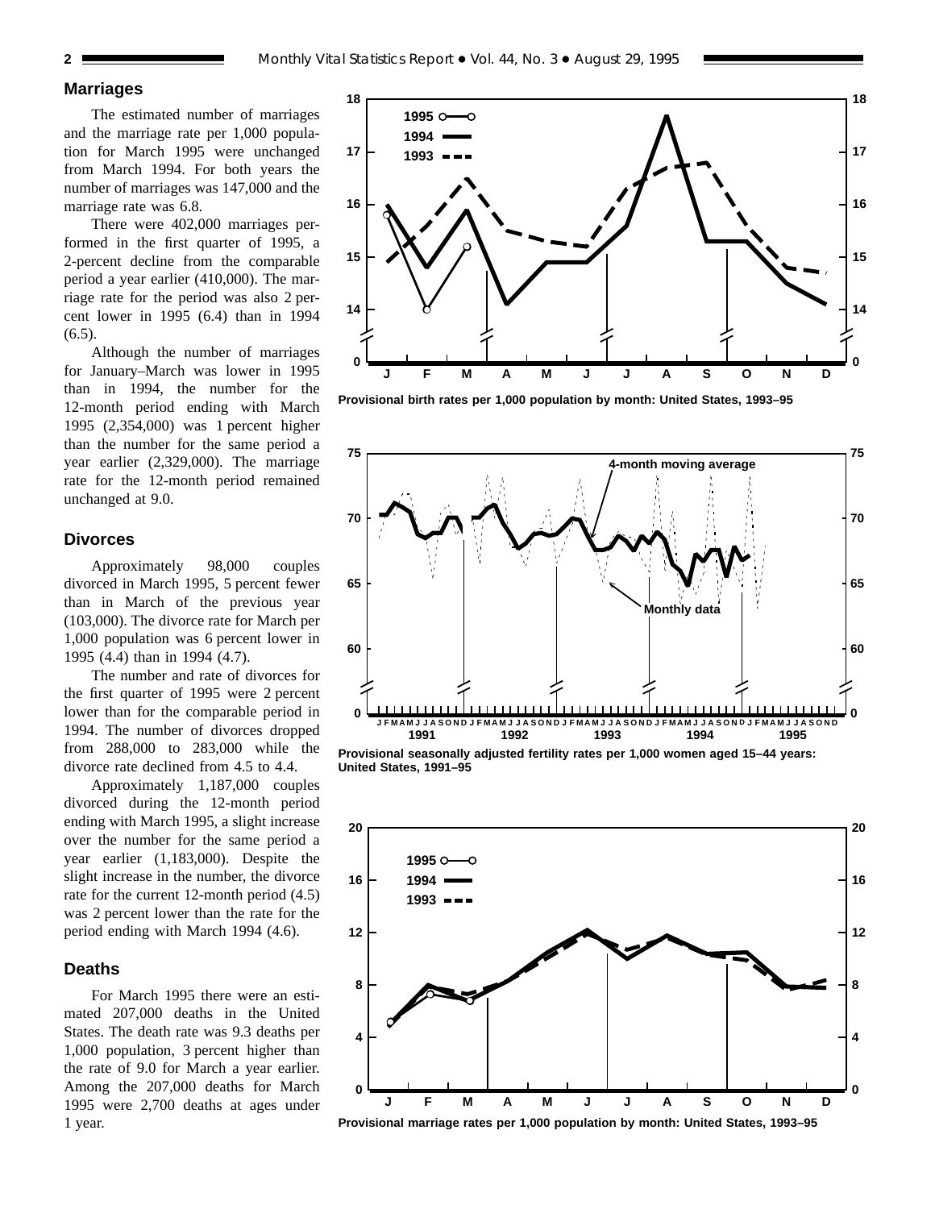## Marriages

The estimated number of marriages and the marriage rate per 1,000 population for March 1995 were unchanged from March 1994. For both years the number of marriages was 147,000 and the marriage rate was 6.8.

There were 402,000 marriages performed in the first quarter of 1995, a 2-percent decline from the comparable period a year earlier (410,000). The marriage rate for the period was also 2 percent lower in 1995 (6.4) than in 1994 (6.5).

Although the number of marriages for January–March was lower in 1995 than in 1994, the number for the 12-month period ending with March 1995 (2,354,000) was 1 percent higher than the number for the same period a year earlier (2,329,000). The marriage rate for the 12-month period remained unchanged at 9.0.

## Divorces

Approximately 98,000 couples divorced in March 1995, 5 percent fewer than in March of the previous year (103,000). The divorce rate for March per 1,000 population was 6 percent lower in 1995 (4.4) than in 1994 (4.7).

The number and rate of divorces for the first quarter of 1995 were 2 percent lower than for the comparable period in 1994. The number of divorces dropped from 288,000 to 283,000 while the divorce rate declined from 4.5 to 4.4.

Approximately 1,187,000 couples divorced during the 12-month period ending with March 1995, a slight increase over the number for the same period a year earlier (1,183,000). Despite the slight increase in the number, the divorce rate for the current 12-month period (4.5) was 2 percent lower than the rate for the period ending with March 1994 (4.6).

## Deaths

For March 1995 there were an estimated 207,000 deaths in the United States. The death rate was 9.3 deaths per 1,000 population, 3 percent higher than the rate of 9.0 for March a year earlier. Among the 207,000 deaths for March 1995 were 2,700 deaths at ages under 1 year.

Provisional birth rates per 1,000 population by month: United States, 1993–95

Provisional seasonally adjusted fertility rates per 1,000 women aged 15–44 years: United States, 1991–95

Provisional marriage rates per 1,000 population by month: United States, 1993–95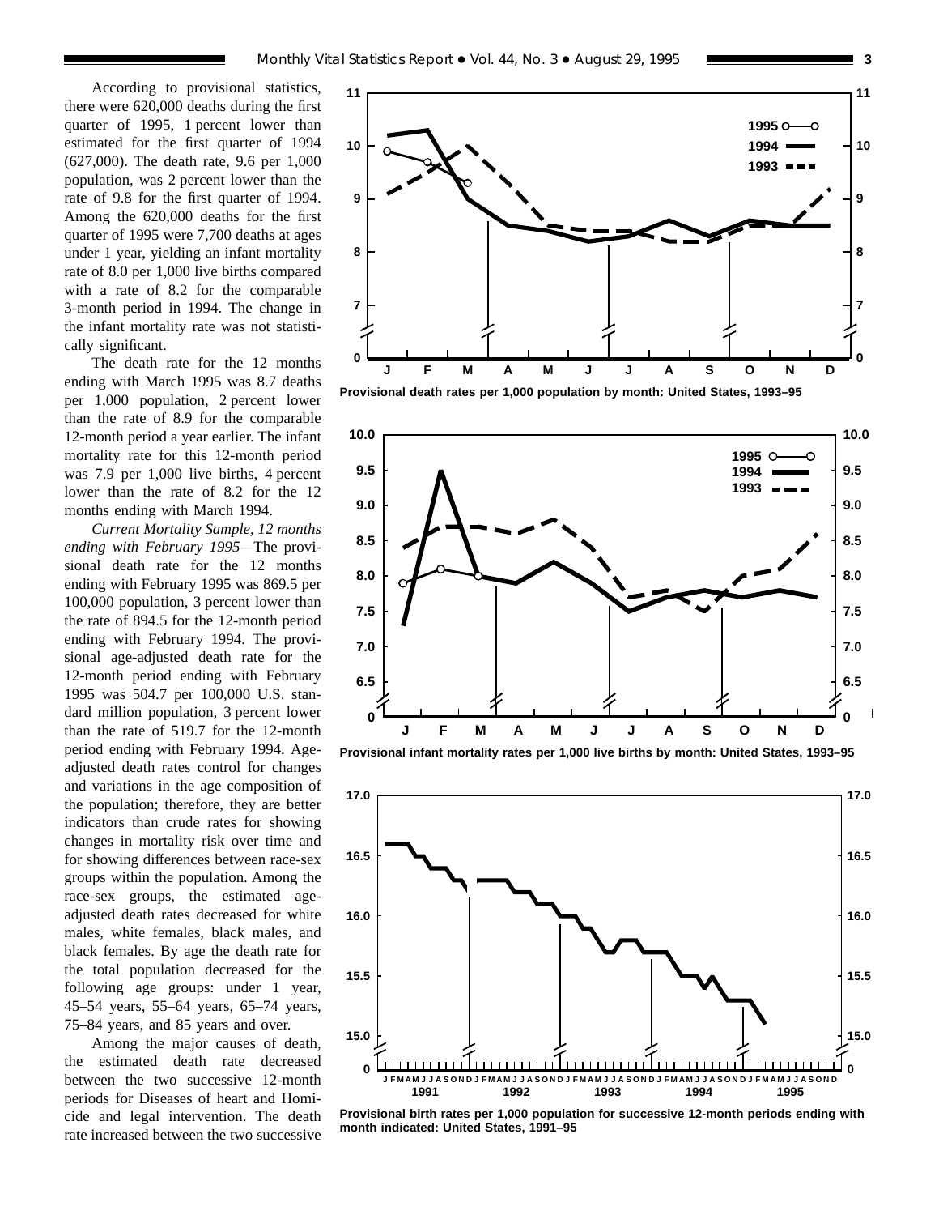According to provisional statistics, there were 620,000 deaths during the first quarter of 1995, 1 percent lower than estimated for the first quarter of 1994 (627,000). The death rate, 9.6 per 1,000 population, was 2 percent lower than the rate of 9.8 for the first quarter of 1994. Among the 620,000 deaths for the first quarter of 1995 were 7,700 deaths at ages under 1 year, yielding an infant mortality rate of 8.0 per 1,000 live births compared with a rate of 8.2 for the comparable 3-month period in 1994. The change in the infant mortality rate was not statistically significant.

The death rate for the 12 months ending with March 1995 was 8.7 deaths per 1,000 population, 2 percent lower than the rate of 8.9 for the comparable 12-month period a year earlier. The infant mortality rate for this 12-month period was 7.9 per 1,000 live births, 4 percent lower than the rate of 8.2 for the 12 months ending with March 1994.

*Current Mortality Sample, 12 months ending with February 1995*—The provisional death rate for the 12 months ending with February 1995 was 869.5 per 100,000 population, 3 percent lower than the rate of 894.5 for the 12-month period ending with February 1994. The provisional age-adjusted death rate for the 12-month period ending with February 1995 was 504.7 per 100,000 U.S. standard million population, 3 percent lower than the rate of 519.7 for the 12-month period ending with February 1994. Age-adjusted death rates control for changes and variations in the age composition of the population; therefore, they are better indicators than crude rates for showing changes in mortality risk over time and for showing differences between race-sex groups within the population. Among the race-sex groups, the estimated age-adjusted death rates decreased for white males, white females, black males, and black females. By age the death rate for the total population decreased for the following age groups: under 1 year, 45–54 years, 55–64 years, 65–74 years, 75–84 years, and 85 years and over.

Among the major causes of death, the estimated death rate decreased between the two successive 12-month periods for Diseases of heart and Homicide and legal intervention. The death rate increased between the two successive

**Provisional death rates per 1,000 population by month: United States, 1993–95**

**Provisional infant mortality rates per 1,000 live births by month: United States, 1993–95**

**Provisional birth rates per 1,000 population for successive 12-month periods ending with month indicated: United States, 1991–95**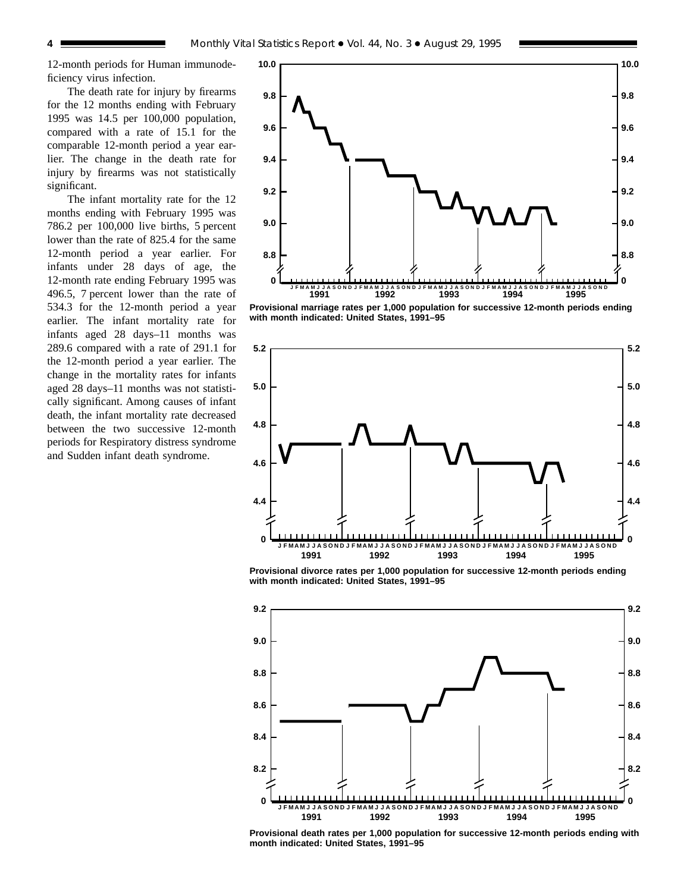12-month periods for Human immunodeficiency virus infection.

The death rate for injury by firearms for the 12 months ending with February 1995 was 14.5 per 100,000 population, compared with a rate of 15.1 for the comparable 12-month period a year earlier. The change in the death rate for injury by firearms was not statistically significant.

The infant mortality rate for the 12 months ending with February 1995 was 786.2 per 100,000 live births, 5 percent lower than the rate of 825.4 for the same 12-month period a year earlier. For infants under 28 days of age, the 12-month rate ending February 1995 was 496.5, 7 percent lower than the rate of 534.3 for the 12-month period a year earlier. The infant mortality rate for infants aged 28 days–11 months was 289.6 compared with a rate of 291.1 for the 12-month period a year earlier. The change in the mortality rates for infants aged 28 days–11 months was not statistically significant. Among causes of infant death, the infant mortality rate decreased between the two successive 12-month periods for Respiratory distress syndrome and Sudden infant death syndrome.

**Provisional marriage rates per 1,000 population for successive 12-month periods ending with month indicated: United States, 1991–95**

**Provisional divorce rates per 1,000 population for successive 12-month periods ending with month indicated: United States, 1991–95**

**Provisional death rates per 1,000 population for successive 12-month periods ending with month indicated: United States, 1991–95**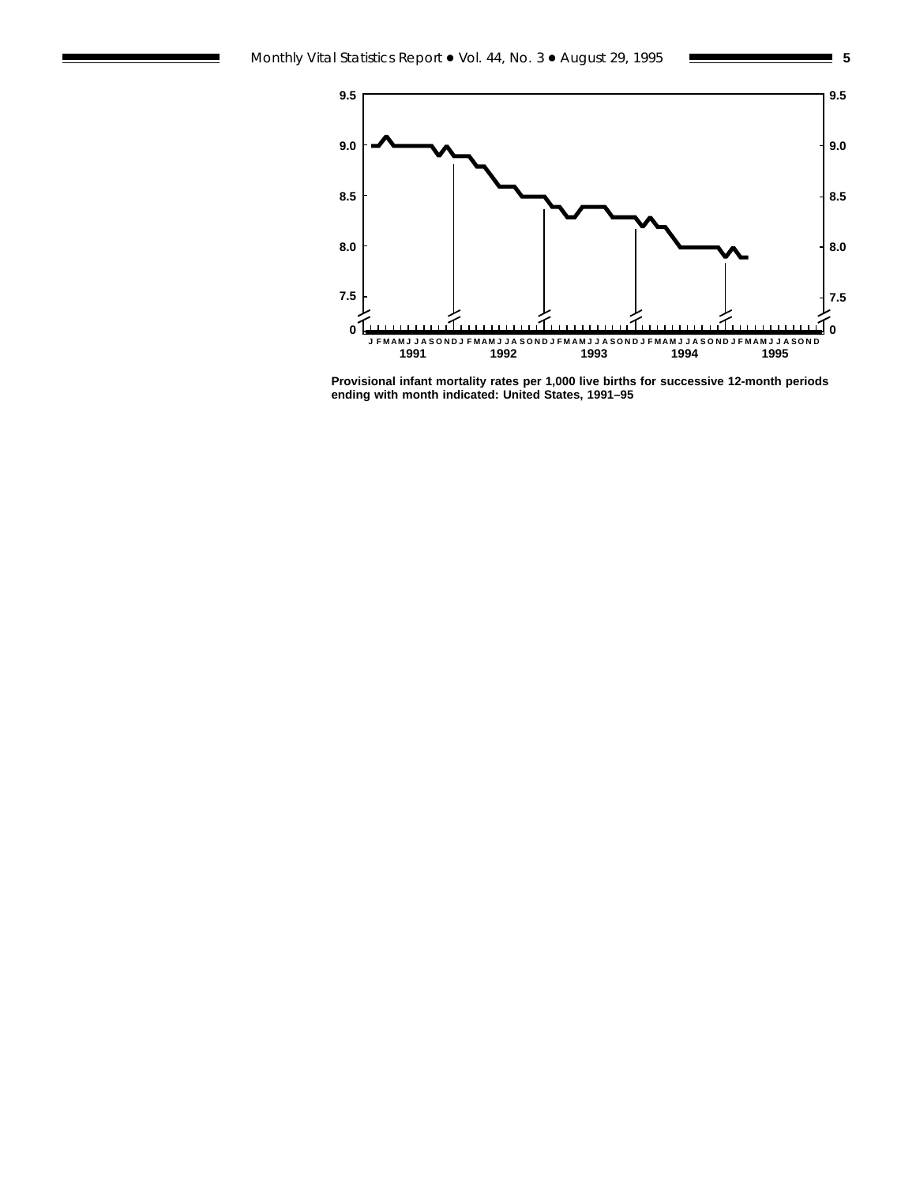Provisional infant mortality rates per 1,000 live births for successive 12-month periods ending with month indicated: United States, 1991–95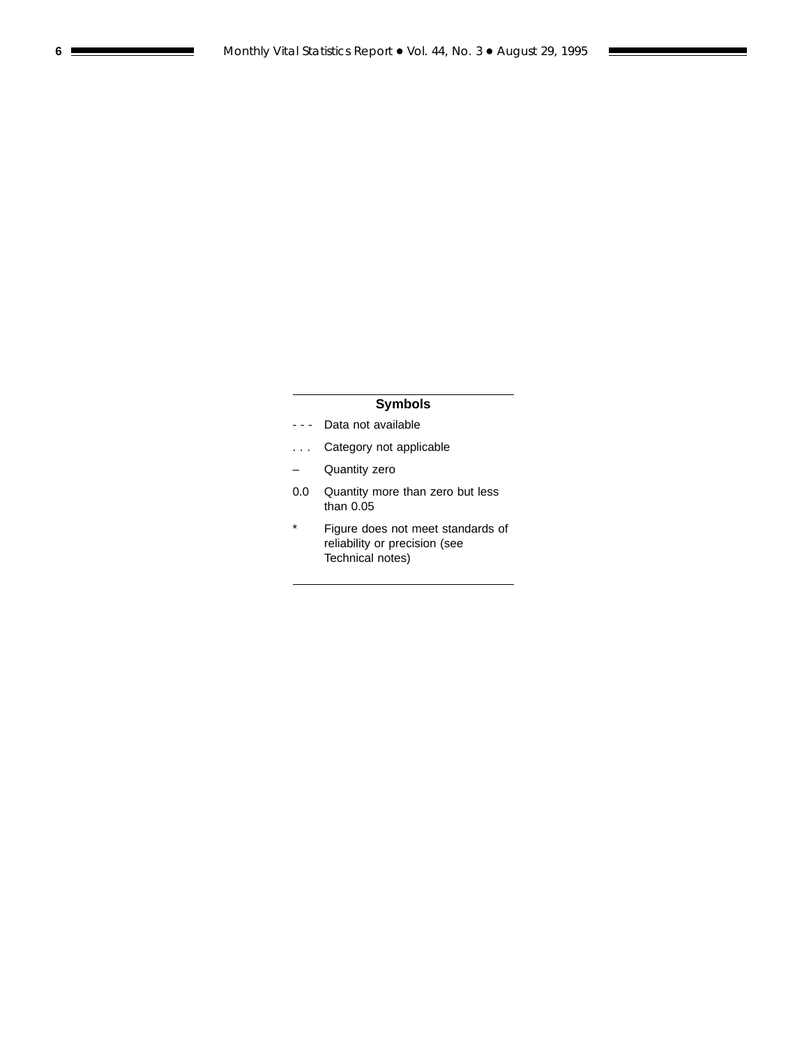### Symbols

| | |
|---|---|
| - - - | Data not available |
| . . . | Category not applicable |
| – | Quantity zero |
| 0.0 | Quantity more than zero but less than 0.05 |
| * | Figure does not meet standards of reliability or precision (see Technical notes) |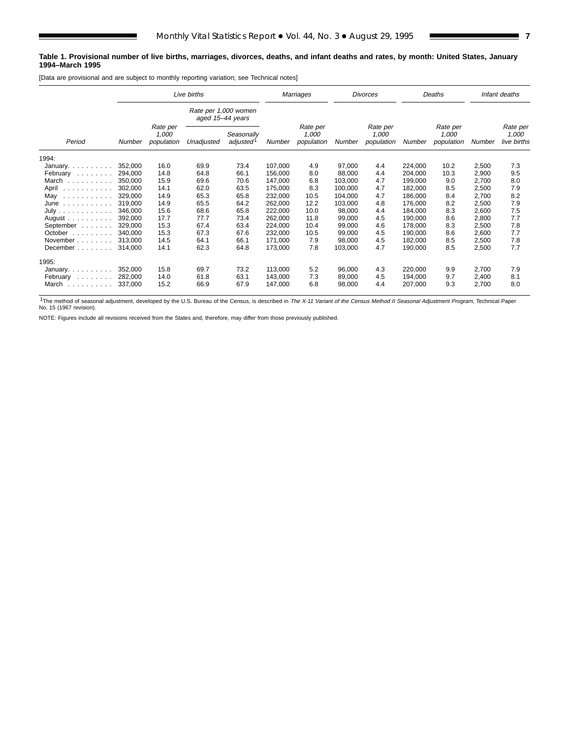**Table 1. Provisional number of live births, marriages, divorces, deaths, and infant deaths and rates, by month: United States, January 1994–March 1995**

[Data are provisional and are subject to monthly reporting variation; see Technical notes]

| Period | Live births | | | | Marriages | | Divorces | | Deaths | | Infant deaths | |
|---|---|---|---|---|---|---|---|---|---|---|---|---|
| | | | Rate per 1,000 women aged 15–44 years | | | | | | | | | |
| | Number | Rate per 1,000 population | Unadjusted | Seasonally adjusted[1] | Number | Rate per 1,000 population | Number | Rate per 1,000 population | Number | Rate per 1,000 population | Number | Rate per 1,000 live births |
| 1994: | | | | | | | | | | | | |
| January | 352,000 | 16.0 | 69.9 | 73.4 | 107,000 | 4.9 | 97,000 | 4.4 | 224,000 | 10.2 | 2,500 | 7.3 |
| February | 294,000 | 14.8 | 64.8 | 66.1 | 156,000 | 8.0 | 88,000 | 4.4 | 204,000 | 10.3 | 2,900 | 9.5 |
| March | 350,000 | 15.9 | 69.6 | 70.6 | 147,000 | 6.8 | 103,000 | 4.7 | 199,000 | 9.0 | 2,700 | 8.0 |
| April | 302,000 | 14.1 | 62.0 | 63.5 | 175,000 | 8.3 | 100,000 | 4.7 | 182,000 | 8.5 | 2,500 | 7.9 |
| May | 329,000 | 14.9 | 65.3 | 65.8 | 232,000 | 10.5 | 104,000 | 4.7 | 186,000 | 8.4 | 2,700 | 8.2 |
| June | 319,000 | 14.9 | 65.5 | 64.2 | 262,000 | 12.2 | 103,000 | 4.8 | 176,000 | 8.2 | 2,500 | 7.9 |
| July | 346,000 | 15.6 | 68.6 | 65.8 | 222,000 | 10.0 | 98,000 | 4.4 | 184,000 | 8.3 | 2,600 | 7.5 |
| August | 392,000 | 17.7 | 77.7 | 73.4 | 262,000 | 11.8 | 99,000 | 4.5 | 190,000 | 8.6 | 2,800 | 7.7 |
| September | 329,000 | 15.3 | 67.4 | 63.4 | 224,000 | 10.4 | 99,000 | 4.6 | 178,000 | 8.3 | 2,500 | 7.8 |
| October | 340,000 | 15.3 | 67.3 | 67.6 | 232,000 | 10.5 | 99,000 | 4.5 | 190,000 | 8.6 | 2,600 | 7.7 |
| November | 313,000 | 14.5 | 64.1 | 66.1 | 171,000 | 7.9 | 98,000 | 4.5 | 182,000 | 8.5 | 2,500 | 7.8 |
| December | 314,000 | 14.1 | 62.3 | 64.8 | 173,000 | 7.8 | 103,000 | 4.7 | 190,000 | 8.5 | 2,500 | 7.7 |
| 1995: | | | | | | | | | | | | |
| January | 352,000 | 15.8 | 69.7 | 73.2 | 113,000 | 5.2 | 96,000 | 4.3 | 220,000 | 9.9 | 2,700 | 7.9 |
| February | 282,000 | 14.0 | 61.8 | 63.1 | 143,000 | 7.3 | 89,000 | 4.5 | 194,000 | 9.7 | 2,400 | 8.1 |
| March | 337,000 | 15.2 | 66.9 | 67.9 | 147,000 | 6.8 | 98,000 | 4.4 | 207,000 | 9.3 | 2,700 | 8.0 |

[1]The method of seasonal adjustment, developed by the U.S. Bureau of the Census, is described in *The X-11 Variant of the Census Method II Seasonal Adjustment Program*, Technical Paper No. 15 (1967 revision).

NOTE: Figures include all revisions received from the States and, therefore, may differ from those previously published.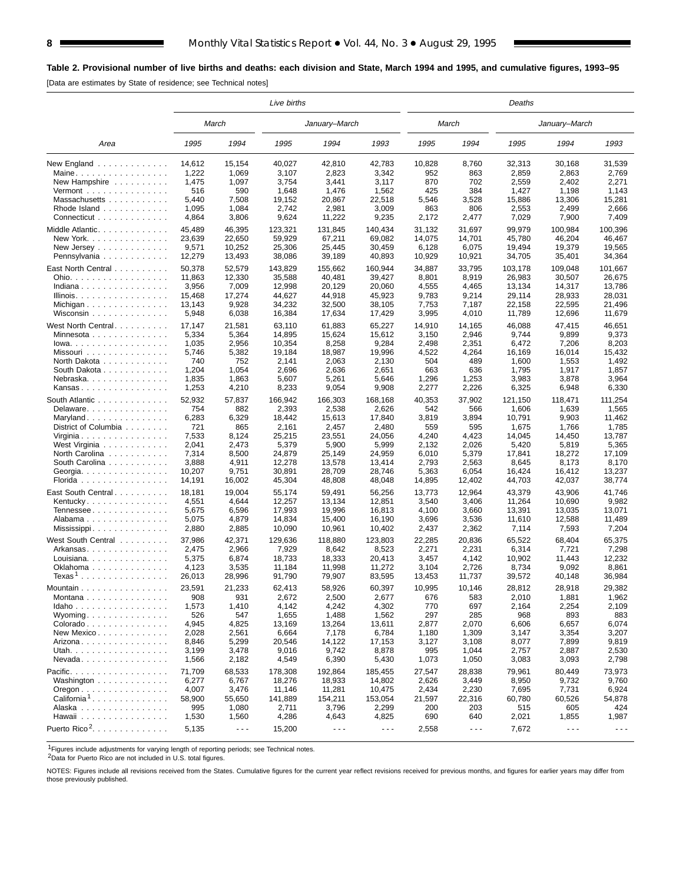**Table 2. Provisional number of live births and deaths: each division and State, March 1994 and 1995, and cumulative figures, 1993–95**

[Data are estimates by State of residence; see Technical notes]

| Area | Live births | | | | | Deaths | | | | |
|---|---|---|---|---|---|---|---|---|---|---|
| | March | | January–March | | | March | | January–March | | |
| | 1995 | 1994 | 1995 | 1994 | 1993 | 1995 | 1994 | 1995 | 1994 | 1993 |
| New England | 14,612 | 15,154 | 40,027 | 42,810 | 42,783 | 10,828 | 8,760 | 32,313 | 30,168 | 31,539 |
| Maine | 1,222 | 1,069 | 3,107 | 2,823 | 3,342 | 952 | 863 | 2,859 | 2,863 | 2,769 |
| New Hampshire | 1,475 | 1,097 | 3,754 | 3,441 | 3,117 | 870 | 702 | 2,559 | 2,402 | 2,271 |
| Vermont | 516 | 590 | 1,648 | 1,476 | 1,562 | 425 | 384 | 1,427 | 1,198 | 1,143 |
| Massachusetts | 5,440 | 7,508 | 19,152 | 20,867 | 22,518 | 5,546 | 3,528 | 15,886 | 13,306 | 15,281 |
| Rhode Island | 1,095 | 1,084 | 2,742 | 2,981 | 3,009 | 863 | 806 | 2,553 | 2,499 | 2,666 |
| Connecticut | 4,864 | 3,806 | 9,624 | 11,222 | 9,235 | 2,172 | 2,477 | 7,029 | 7,900 | 7,409 |
| Middle Atlantic | 45,489 | 46,395 | 123,321 | 131,845 | 140,434 | 31,132 | 31,697 | 99,979 | 100,984 | 100,396 |
| New York | 23,639 | 22,650 | 59,929 | 67,211 | 69,082 | 14,075 | 14,701 | 45,780 | 46,204 | 46,467 |
| New Jersey | 9,571 | 10,252 | 25,306 | 25,445 | 30,459 | 6,128 | 6,075 | 19,494 | 19,379 | 19,565 |
| Pennsylvania | 12,279 | 13,493 | 38,086 | 39,189 | 40,893 | 10,929 | 10,921 | 34,705 | 35,401 | 34,364 |
| East North Central | 50,378 | 52,579 | 143,829 | 155,662 | 160,944 | 34,887 | 33,795 | 103,178 | 109,048 | 101,667 |
| Ohio | 11,863 | 12,330 | 35,588 | 40,481 | 39,427 | 8,801 | 8,919 | 26,983 | 30,507 | 26,675 |
| Indiana | 3,956 | 7,009 | 12,998 | 20,129 | 20,060 | 4,555 | 4,465 | 13,134 | 14,317 | 13,786 |
| Illinois | 15,468 | 17,274 | 44,627 | 44,918 | 45,923 | 9,783 | 9,214 | 29,114 | 28,933 | 28,031 |
| Michigan | 13,143 | 9,928 | 34,232 | 32,500 | 38,105 | 7,753 | 7,187 | 22,158 | 22,595 | 21,496 |
| Wisconsin | 5,948 | 6,038 | 16,384 | 17,634 | 17,429 | 3,995 | 4,010 | 11,789 | 12,696 | 11,679 |
| West North Central | 17,147 | 21,581 | 63,110 | 61,883 | 65,227 | 14,910 | 14,165 | 46,088 | 47,415 | 46,651 |
| Minnesota | 5,334 | 5,364 | 14,895 | 15,624 | 15,612 | 3,150 | 2,946 | 9,744 | 9,899 | 9,373 |
| Iowa | 1,035 | 2,956 | 10,354 | 8,258 | 9,284 | 2,498 | 2,351 | 6,472 | 7,206 | 8,203 |
| Missouri | 5,746 | 5,382 | 19,184 | 18,987 | 19,996 | 4,522 | 4,264 | 16,169 | 16,014 | 15,432 |
| North Dakota | 740 | 752 | 2,141 | 2,063 | 2,130 | 504 | 489 | 1,600 | 1,553 | 1,492 |
| South Dakota | 1,204 | 1,054 | 2,696 | 2,636 | 2,651 | 663 | 636 | 1,795 | 1,917 | 1,857 |
| Nebraska | 1,835 | 1,863 | 5,607 | 5,261 | 5,646 | 1,296 | 1,253 | 3,983 | 3,878 | 3,964 |
| Kansas | 1,253 | 4,210 | 8,233 | 9,054 | 9,908 | 2,277 | 2,226 | 6,325 | 6,948 | 6,330 |
| South Atlantic | 52,932 | 57,837 | 166,942 | 166,303 | 168,168 | 40,353 | 37,902 | 121,150 | 118,471 | 111,254 |
| Delaware | 754 | 882 | 2,393 | 2,538 | 2,626 | 542 | 566 | 1,606 | 1,639 | 1,565 |
| Maryland | 6,283 | 6,329 | 18,442 | 15,613 | 17,840 | 3,819 | 3,894 | 10,791 | 9,903 | 11,462 |
| District of Columbia | 721 | 865 | 2,161 | 2,457 | 2,480 | 559 | 595 | 1,675 | 1,766 | 1,785 |
| Virginia | 7,533 | 8,124 | 25,215 | 23,551 | 24,056 | 4,240 | 4,423 | 14,045 | 14,450 | 13,787 |
| West Virginia | 2,041 | 2,473 | 5,379 | 5,900 | 5,999 | 2,132 | 2,026 | 5,420 | 5,819 | 5,365 |
| North Carolina | 7,314 | 8,500 | 24,879 | 25,149 | 24,959 | 6,010 | 5,379 | 17,841 | 18,272 | 17,109 |
| South Carolina | 3,888 | 4,911 | 12,278 | 13,578 | 13,414 | 2,793 | 2,563 | 8,645 | 8,173 | 8,170 |
| Georgia | 10,207 | 9,751 | 30,891 | 28,709 | 28,746 | 5,363 | 6,054 | 16,424 | 16,412 | 13,237 |
| Florida | 14,191 | 16,002 | 45,304 | 48,808 | 48,048 | 14,895 | 12,402 | 44,703 | 42,037 | 38,774 |
| East South Central | 18,181 | 19,004 | 55,174 | 59,491 | 56,256 | 13,773 | 12,964 | 43,379 | 43,906 | 41,746 |
| Kentucky | 4,551 | 4,644 | 12,257 | 13,134 | 12,851 | 3,540 | 3,406 | 11,264 | 10,690 | 9,982 |
| Tennessee | 5,675 | 6,596 | 17,993 | 19,996 | 16,813 | 4,100 | 3,660 | 13,391 | 13,035 | 13,071 |
| Alabama | 5,075 | 4,879 | 14,834 | 15,400 | 16,190 | 3,696 | 3,536 | 11,610 | 12,588 | 11,489 |
| Mississippi | 2,880 | 2,885 | 10,090 | 10,961 | 10,402 | 2,437 | 2,362 | 7,114 | 7,593 | 7,204 |
| West South Central | 37,986 | 42,371 | 129,636 | 118,880 | 123,803 | 22,285 | 20,836 | 65,522 | 68,404 | 65,375 |
| Arkansas | 2,475 | 2,966 | 7,929 | 8,642 | 8,523 | 2,271 | 2,231 | 6,314 | 7,721 | 7,298 |
| Louisiana | 5,375 | 6,874 | 18,733 | 18,333 | 20,413 | 3,457 | 4,142 | 10,902 | 11,443 | 12,232 |
| Oklahoma | 4,123 | 3,535 | 11,184 | 11,998 | 11,272 | 3,104 | 2,726 | 8,734 | 9,092 | 8,861 |
| Texas[1] | 26,013 | 28,996 | 91,790 | 79,907 | 83,595 | 13,453 | 11,737 | 39,572 | 40,148 | 36,984 |
| Mountain | 23,591 | 21,233 | 62,413 | 58,926 | 60,397 | 10,995 | 10,146 | 28,812 | 28,918 | 29,382 |
| Montana | 908 | 931 | 2,672 | 2,500 | 2,677 | 676 | 583 | 2,010 | 1,881 | 1,962 |
| Idaho | 1,573 | 1,410 | 4,142 | 4,242 | 4,302 | 770 | 697 | 2,164 | 2,254 | 2,109 |
| Wyoming | 526 | 547 | 1,655 | 1,488 | 1,562 | 297 | 285 | 968 | 893 | 883 |
| Colorado | 4,945 | 4,825 | 13,169 | 13,264 | 13,611 | 2,877 | 2,070 | 6,606 | 6,657 | 6,074 |
| New Mexico | 2,028 | 2,561 | 6,664 | 7,178 | 6,784 | 1,180 | 1,309 | 3,147 | 3,354 | 3,207 |
| Arizona | 8,846 | 5,299 | 20,546 | 14,122 | 17,153 | 3,127 | 3,108 | 8,077 | 7,899 | 9,819 |
| Utah | 3,199 | 3,478 | 9,016 | 9,742 | 8,878 | 995 | 1,044 | 2,757 | 2,887 | 2,530 |
| Nevada | 1,566 | 2,182 | 4,549 | 6,390 | 5,430 | 1,073 | 1,050 | 3,083 | 3,093 | 2,798 |
| Pacific | 71,709 | 68,533 | 178,308 | 192,864 | 185,455 | 27,547 | 28,838 | 79,961 | 80,449 | 73,973 |
| Washington | 6,277 | 6,767 | 18,276 | 18,933 | 14,802 | 2,626 | 3,449 | 8,950 | 9,732 | 9,760 |
| Oregon | 4,007 | 3,476 | 11,146 | 11,281 | 10,475 | 2,434 | 2,230 | 7,695 | 7,731 | 6,924 |
| California[1] | 58,900 | 55,650 | 141,889 | 154,211 | 153,054 | 21,597 | 22,316 | 60,780 | 60,526 | 54,878 |
| Alaska | 995 | 1,080 | 2,711 | 3,796 | 2,299 | 200 | 203 | 515 | 605 | 424 |
| Hawaii | 1,530 | 1,560 | 4,286 | 4,643 | 4,825 | 690 | 640 | 2,021 | 1,855 | 1,987 |
| Puerto Rico[2] | 5,135 | - - - | 15,200 | - - - | - - - | 2,558 | - - - | 7,672 | - - - | - - - |

[1]Figures include adjustments for varying length of reporting periods; see Technical notes.
[2]Data for Puerto Rico are not included in U.S. total figures.

NOTES: Figures include all revisions received from the States. Cumulative figures for the current year reflect revisions received for previous months, and figures for earlier years may differ from those previously published.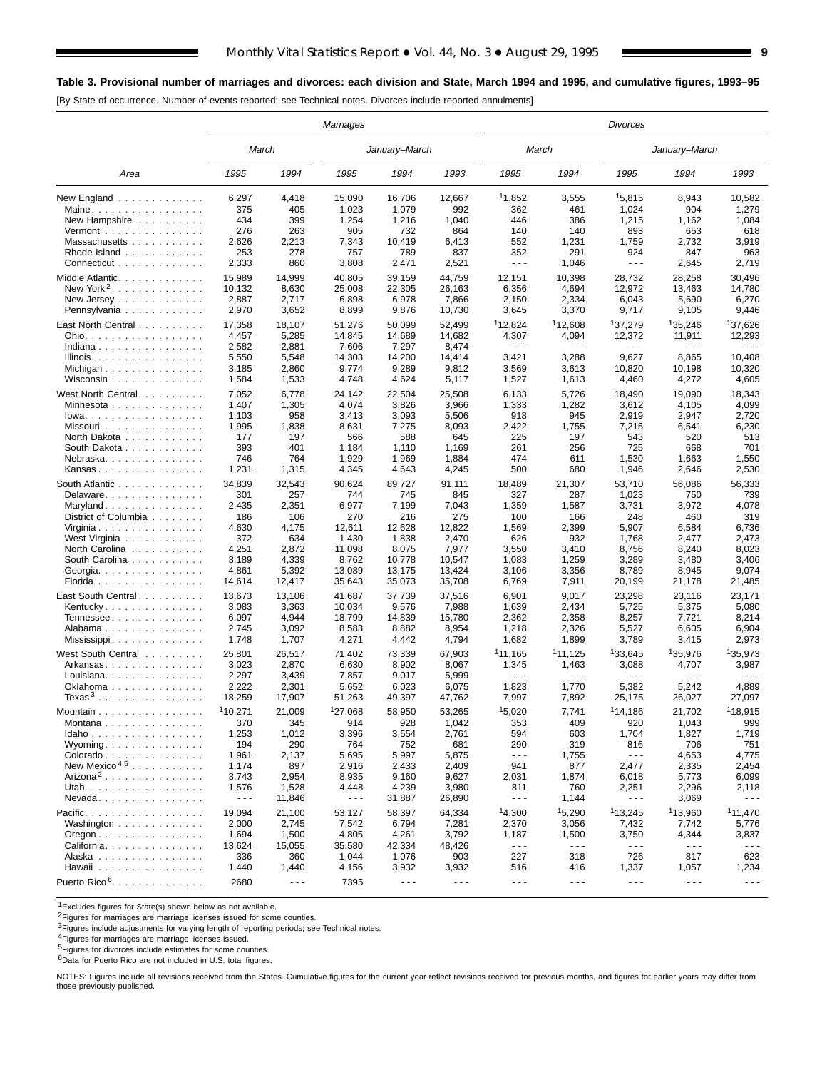**Table 3. Provisional number of marriages and divorces: each division and State, March 1994 and 1995, and cumulative figures, 1993–95**

[By State of occurrence. Number of events reported; see Technical notes. Divorces include reported annulments]

| Area | Marriages | | | | | Divorces | | | | |
|---|---|---|---|---|---|---|---|---|---|---|
| | March | | January–March | | | March | | January–March | | |
| | 1995 | 1994 | 1995 | 1994 | 1993 | 1995 | 1994 | 1995 | 1994 | 1993 |
| New England | 6,297 | 4,418 | 15,090 | 16,706 | 12,667 | [1]1,852 | 3,555 | [1]5,815 | 8,943 | 10,582 |
| Maine | 375 | 405 | 1,023 | 1,079 | 992 | 362 | 461 | 1,024 | 904 | 1,279 |
| New Hampshire | 434 | 399 | 1,254 | 1,216 | 1,040 | 446 | 386 | 1,215 | 1,162 | 1,084 |
| Vermont | 276 | 263 | 905 | 732 | 864 | 140 | 140 | 893 | 653 | 618 |
| Massachusetts | 2,626 | 2,213 | 7,343 | 10,419 | 6,413 | 552 | 1,231 | 1,759 | 2,732 | 3,919 |
| Rhode Island | 253 | 278 | 757 | 789 | 837 | 352 | 291 | 924 | 847 | 963 |
| Connecticut | 2,333 | 860 | 3,808 | 2,471 | 2,521 | - - - | 1,046 | - - - | 2,645 | 2,719 |
| Middle Atlantic | 15,989 | 14,999 | 40,805 | 39,159 | 44,759 | 12,151 | 10,398 | 28,732 | 28,258 | 30,496 |
| New York[2] | 10,132 | 8,630 | 25,008 | 22,305 | 26,163 | 6,356 | 4,694 | 12,972 | 13,463 | 14,780 |
| New Jersey | 2,887 | 2,717 | 6,898 | 6,978 | 7,866 | 2,150 | 2,334 | 6,043 | 5,690 | 6,270 |
| Pennsylvania | 2,970 | 3,652 | 8,899 | 9,876 | 10,730 | 3,645 | 3,370 | 9,717 | 9,105 | 9,446 |
| East North Central | 17,358 | 18,107 | 51,276 | 50,099 | 52,499 | [1]12,824 | [1]12,608 | [1]37,279 | [1]35,246 | [1]37,626 |
| Ohio | 4,457 | 5,285 | 14,845 | 14,689 | 14,682 | 4,307 | 4,094 | 12,372 | 11,911 | 12,293 |
| Indiana | 2,582 | 2,881 | 7,606 | 7,297 | 8,474 | - - - | - - - | - - - | - - - | - - - |
| Illinois | 5,550 | 5,548 | 14,303 | 14,200 | 14,414 | 3,421 | 3,288 | 9,627 | 8,865 | 10,408 |
| Michigan | 3,185 | 2,860 | 9,774 | 9,289 | 9,812 | 3,569 | 3,613 | 10,820 | 10,198 | 10,320 |
| Wisconsin | 1,584 | 1,533 | 4,748 | 4,624 | 5,117 | 1,527 | 1,613 | 4,460 | 4,272 | 4,605 |
| West North Central | 7,052 | 6,778 | 24,142 | 22,504 | 25,508 | 6,133 | 5,726 | 18,490 | 19,090 | 18,343 |
| Minnesota | 1,407 | 1,305 | 4,074 | 3,826 | 3,966 | 1,333 | 1,282 | 3,612 | 4,105 | 4,099 |
| Iowa | 1,103 | 958 | 3,413 | 3,093 | 5,506 | 918 | 945 | 2,919 | 2,947 | 2,720 |
| Missouri | 1,995 | 1,838 | 8,631 | 7,275 | 8,093 | 2,422 | 1,755 | 7,215 | 6,541 | 6,230 |
| North Dakota | 177 | 197 | 566 | 588 | 645 | 225 | 197 | 543 | 520 | 513 |
| South Dakota | 393 | 401 | 1,184 | 1,110 | 1,169 | 261 | 256 | 725 | 668 | 701 |
| Nebraska | 746 | 764 | 1,929 | 1,969 | 1,884 | 474 | 611 | 1,530 | 1,663 | 1,550 |
| Kansas | 1,231 | 1,315 | 4,345 | 4,643 | 4,245 | 500 | 680 | 1,946 | 2,646 | 2,530 |
| South Atlantic | 34,839 | 32,543 | 90,624 | 89,727 | 91,111 | 18,489 | 21,307 | 53,710 | 56,086 | 56,333 |
| Delaware | 301 | 257 | 744 | 745 | 845 | 327 | 287 | 1,023 | 750 | 739 |
| Maryland | 2,435 | 2,351 | 6,977 | 7,199 | 7,043 | 1,359 | 1,587 | 3,731 | 3,972 | 4,078 |
| District of Columbia | 186 | 106 | 270 | 216 | 275 | 100 | 166 | 248 | 460 | 319 |
| Virginia | 4,630 | 4,175 | 12,611 | 12,628 | 12,822 | 1,569 | 2,399 | 5,907 | 6,584 | 6,736 |
| West Virginia | 372 | 634 | 1,430 | 1,838 | 2,470 | 626 | 932 | 1,768 | 2,477 | 2,473 |
| North Carolina | 4,251 | 2,872 | 11,098 | 8,075 | 7,977 | 3,550 | 3,410 | 8,756 | 8,240 | 8,023 |
| South Carolina | 3,189 | 4,339 | 8,762 | 10,778 | 10,547 | 1,083 | 1,259 | 3,289 | 3,480 | 3,406 |
| Georgia | 4,861 | 5,392 | 13,089 | 13,175 | 13,424 | 3,106 | 3,356 | 8,789 | 8,945 | 9,074 |
| Florida | 14,614 | 12,417 | 35,643 | 35,073 | 35,708 | 6,769 | 7,911 | 20,199 | 21,178 | 21,485 |
| East South Central | 13,673 | 13,106 | 41,687 | 37,739 | 37,516 | 6,901 | 9,017 | 23,298 | 23,116 | 23,171 |
| Kentucky | 3,083 | 3,363 | 10,034 | 9,576 | 7,988 | 1,639 | 2,434 | 5,725 | 5,375 | 5,080 |
| Tennessee | 6,097 | 4,944 | 18,799 | 14,839 | 15,780 | 2,362 | 2,358 | 8,257 | 7,721 | 8,214 |
| Alabama | 2,745 | 3,092 | 8,583 | 8,882 | 8,954 | 1,218 | 2,326 | 5,527 | 6,605 | 6,904 |
| Mississippi | 1,748 | 1,707 | 4,271 | 4,442 | 4,794 | 1,682 | 1,899 | 3,789 | 3,415 | 2,973 |
| West South Central | 25,801 | 26,517 | 71,402 | 73,339 | 67,903 | [1]11,165 | [1]11,125 | [1]33,645 | [1]35,976 | [1]35,973 |
| Arkansas | 3,023 | 2,870 | 6,630 | 8,902 | 8,067 | 1,345 | 1,463 | 3,088 | 4,707 | 3,987 |
| Louisiana | 2,297 | 3,439 | 7,857 | 9,017 | 5,999 | - - - | - - - | - - - | - - - | - - - |
| Oklahoma | 2,222 | 2,301 | 5,652 | 6,023 | 6,075 | 1,823 | 1,770 | 5,382 | 5,242 | 4,889 |
| Texas[3] | 18,259 | 17,907 | 51,263 | 49,397 | 47,762 | 7,997 | 7,892 | 25,175 | 26,027 | 27,097 |
| Mountain | [1]10,271 | 21,009 | [1]27,068 | 58,950 | 53,265 | [1]5,020 | 7,741 | [1]14,186 | 21,702 | [1]18,915 |
| Montana | 370 | 345 | 914 | 928 | 1,042 | 353 | 409 | 920 | 1,043 | 999 |
| Idaho | 1,253 | 1,012 | 3,396 | 3,554 | 2,761 | 594 | 603 | 1,704 | 1,827 | 1,719 |
| Wyoming | 194 | 290 | 764 | 752 | 681 | 290 | 319 | 816 | 706 | 751 |
| Colorado | 1,961 | 2,137 | 5,695 | 5,997 | 5,875 | - - - | 1,755 | - - - | 4,653 | 4,775 |
| New Mexico[4,5] | 1,174 | 897 | 2,916 | 2,433 | 2,409 | 941 | 877 | 2,477 | 2,335 | 2,454 |
| Arizona[2] | 3,743 | 2,954 | 8,935 | 9,160 | 9,627 | 2,031 | 1,874 | 6,018 | 5,773 | 6,099 |
| Utah | 1,576 | 1,528 | 4,448 | 4,239 | 3,980 | 811 | 760 | 2,251 | 2,296 | 2,118 |
| Nevada | - - - | 11,846 | - - - | 31,887 | 26,890 | - - - | 1,144 | - - - | 3,069 | - - - |
| Pacific | 19,094 | 21,100 | 53,127 | 58,397 | 64,334 | [1]4,300 | [1]5,290 | [1]13,245 | [1]13,960 | [1]11,470 |
| Washington | 2,000 | 2,745 | 7,542 | 6,794 | 7,281 | 2,370 | 3,056 | 7,432 | 7,742 | 5,776 |
| Oregon | 1,694 | 1,500 | 4,805 | 4,261 | 3,792 | 1,187 | 1,500 | 3,750 | 4,344 | 3,837 |
| California | 13,624 | 15,055 | 35,580 | 42,334 | 48,426 | - - - | - - - | - - - | - - - | - - - |
| Alaska | 336 | 360 | 1,044 | 1,076 | 903 | 227 | 318 | 726 | 817 | 623 |
| Hawaii | 1,440 | 1,440 | 4,156 | 3,932 | 3,932 | 516 | 416 | 1,337 | 1,057 | 1,234 |
| Puerto Rico[6] | 2680 | - - - | 7395 | - - - | - - - | - - - | - - - | - - - | - - - | - - - |

[1]Excludes figures for State(s) shown below as not available.
[2]Figures for marriages are marriage licenses issued for some counties.
[3]Figures include adjustments for varying length of reporting periods; see Technical notes.
[4]Figures for marriages are marriage licenses issued.
[5]Figures for divorces include estimates for some counties.
[6]Data for Puerto Rico are not included in U.S. total figures.

NOTES: Figures include all revisions received from the States. Cumulative figures for the current year reflect revisions received for previous months, and figures for earlier years may differ from those previously published.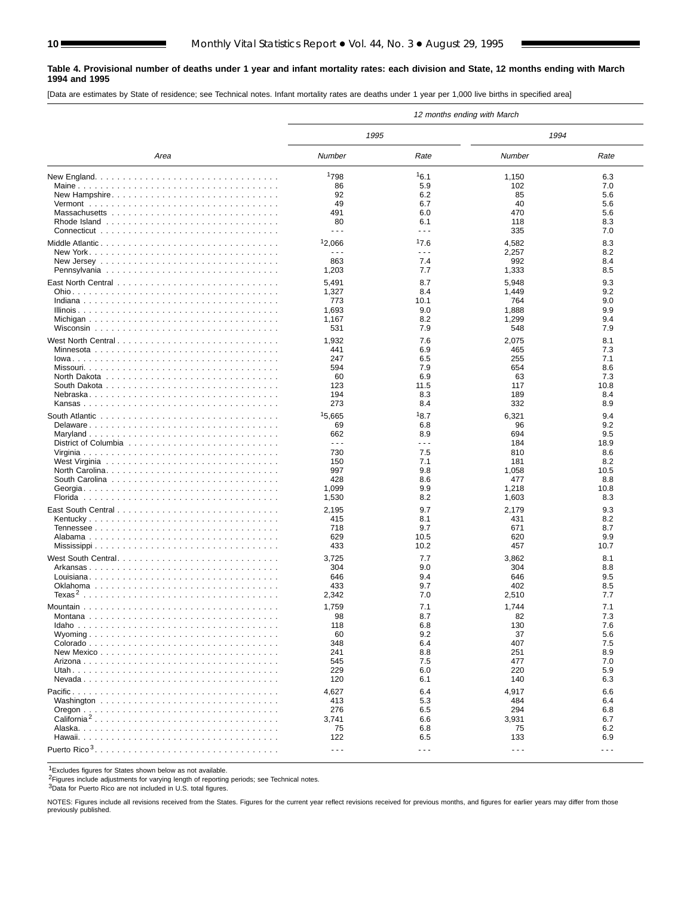**Table 4. Provisional number of deaths under 1 year and infant mortality rates: each division and State, 12 months ending with March 1994 and 1995**

[Data are estimates by State of residence; see Technical notes. Infant mortality rates are deaths under 1 year per 1,000 live births in specified area]

| Area | 12 months ending with March | | | |
|---|---|---|---|---|
| | 1995 | | 1994 | |
| | Number | Rate | Number | Rate |
| New England | [1]798 | [1]6.1 | 1,150 | 6.3 |
| Maine | 86 | 5.9 | 102 | 7.0 |
| New Hampshire | 92 | 6.2 | 85 | 5.6 |
| Vermont | 49 | 6.7 | 40 | 5.6 |
| Massachusetts | 491 | 6.0 | 470 | 5.6 |
| Rhode Island | 80 | 6.1 | 118 | 8.3 |
| Connecticut | - - - | - - - | 335 | 7.0 |
| Middle Atlantic | [1]2,066 | [1]7.6 | 4,582 | 8.3 |
| New York | - - - | - - - | 2,257 | 8.2 |
| New Jersey | 863 | 7.4 | 992 | 8.4 |
| Pennsylvania | 1,203 | 7.7 | 1,333 | 8.5 |
| East North Central | 5,491 | 8.7 | 5,948 | 9.3 |
| Ohio | 1,327 | 8.4 | 1,449 | 9.2 |
| Indiana | 773 | 10.1 | 764 | 9.0 |
| Illinois | 1,693 | 9.0 | 1,888 | 9.9 |
| Michigan | 1,167 | 8.2 | 1,299 | 9.4 |
| Wisconsin | 531 | 7.9 | 548 | 7.9 |
| West North Central | 1,932 | 7.6 | 2,075 | 8.1 |
| Minnesota | 441 | 6.9 | 465 | 7.3 |
| Iowa | 247 | 6.5 | 255 | 7.1 |
| Missouri | 594 | 7.9 | 654 | 8.6 |
| North Dakota | 60 | 6.9 | 63 | 7.3 |
| South Dakota | 123 | 11.5 | 117 | 10.8 |
| Nebraska | 194 | 8.3 | 189 | 8.4 |
| Kansas | 273 | 8.4 | 332 | 8.9 |
| South Atlantic | [1]5,665 | [1]8.7 | 6,321 | 9.4 |
| Delaware | 69 | 6.8 | 96 | 9.2 |
| Maryland | 662 | 8.9 | 694 | 9.5 |
| District of Columbia | - - - | - - - | 184 | 18.9 |
| Virginia | 730 | 7.5 | 810 | 8.6 |
| West Virginia | 150 | 7.1 | 181 | 8.2 |
| North Carolina | 997 | 9.8 | 1,058 | 10.5 |
| South Carolina | 428 | 8.6 | 477 | 8.8 |
| Georgia | 1,099 | 9.9 | 1,218 | 10.8 |
| Florida | 1,530 | 8.2 | 1,603 | 8.3 |
| East South Central | 2,195 | 9.7 | 2,179 | 9.3 |
| Kentucky | 415 | 8.1 | 431 | 8.2 |
| Tennessee | 718 | 9.7 | 671 | 8.7 |
| Alabama | 629 | 10.5 | 620 | 9.9 |
| Mississippi | 433 | 10.2 | 457 | 10.7 |
| West South Central | 3,725 | 7.7 | 3,862 | 8.1 |
| Arkansas | 304 | 9.0 | 304 | 8.8 |
| Louisiana | 646 | 9.4 | 646 | 9.5 |
| Oklahoma | 433 | 9.7 | 402 | 8.5 |
| Texas[2] | 2,342 | 7.0 | 2,510 | 7.7 |
| Mountain | 1,759 | 7.1 | 1,744 | 7.1 |
| Montana | 98 | 8.7 | 82 | 7.3 |
| Idaho | 118 | 6.8 | 130 | 7.6 |
| Wyoming | 60 | 9.2 | 37 | 5.6 |
| Colorado | 348 | 6.4 | 407 | 7.5 |
| New Mexico | 241 | 8.8 | 251 | 8.9 |
| Arizona | 545 | 7.5 | 477 | 7.0 |
| Utah | 229 | 6.0 | 220 | 5.9 |
| Nevada | 120 | 6.1 | 140 | 6.3 |
| Pacific | 4,627 | 6.4 | 4,917 | 6.6 |
| Washington | 413 | 5.3 | 484 | 6.4 |
| Oregon | 276 | 6.5 | 294 | 6.8 |
| California[2] | 3,741 | 6.6 | 3,931 | 6.7 |
| Alaska | 75 | 6.8 | 75 | 6.2 |
| Hawaii | 122 | 6.5 | 133 | 6.9 |
| Puerto Rico[3] | - - - | - - - | - - - | - - - |

[1]Excludes figures for States shown below as not available.
[2]Figures include adjustments for varying length of reporting periods; see Technical notes.
[3]Data for Puerto Rico are not included in U.S. total figures.

NOTES: Figures include all revisions received from the States. Figures for the current year reflect revisions received for previous months, and figures for earlier years may differ from those previously published.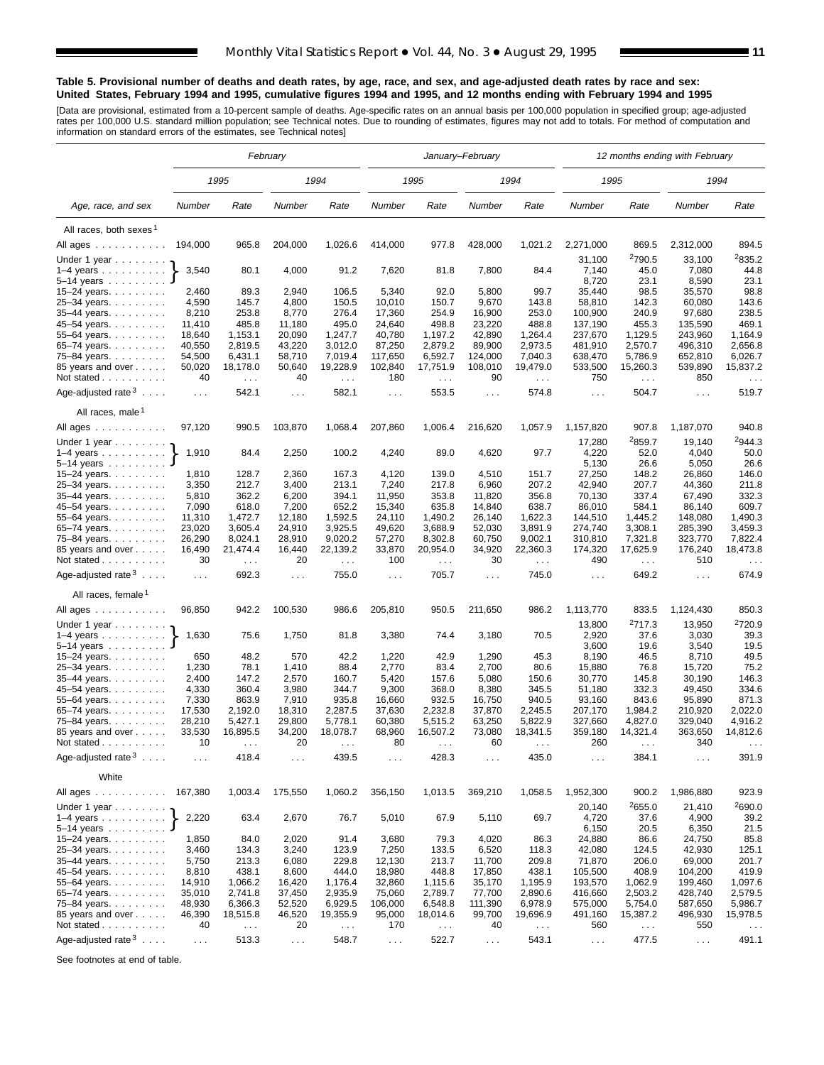**Table 5. Provisional number of deaths and death rates, by age, race, and sex, and age-adjusted death rates by race and sex: United States, February 1994 and 1995, cumulative figures 1994 and 1995, and 12 months ending with February 1994 and 1995**

[Data are provisional, estimated from a 10-percent sample of deaths. Age-specific rates on an annual basis per 100,000 population in specified group; age-adjusted rates per 100,000 U.S. standard million population; see Technical notes. Due to rounding of estimates, figures may not add to totals. For method of computation and information on standard errors of the estimates, see Technical notes]

| Age, race, and sex | *February* | | | | *January–February* | | | | *12 months ending with February* | | | |
|---|---|---|---|---|---|---|---|---|---|---|---|---|
| | *1995* | | *1994* | | *1995* | | *1994* | | *1995* | | *1994* | |
| | Number | Rate | Number | Rate | Number | Rate | Number | Rate | Number | Rate | Number | Rate |
| **All races, both sexes[1]** | | | | | | | | | | | | |
| All ages | 194,000 | 965.8 | 204,000 | 1,026.6 | 414,000 | 977.8 | 428,000 | 1,021.2 | 2,271,000 | 869.5 | 2,312,000 | 894.5 |
| Under 1 year | | | | | | | | | 31,100 | [2]790.5 | 33,100 | [2]835.2 |
| 1–4 years | 3,540 | 80.1 | 4,000 | 91.2 | 7,620 | 81.8 | 7,800 | 84.4 | 7,140 | 45.0 | 7,080 | 44.8 |
| 5–14 years | | | | | | | | | 8,720 | 23.1 | 8,590 | 23.1 |
| 15–24 years | 2,460 | 89.3 | 2,940 | 106.5 | 5,340 | 92.0 | 5,800 | 99.7 | 35,440 | 98.5 | 35,570 | 98.8 |
| 25–34 years | 4,590 | 145.7 | 4,800 | 150.5 | 10,010 | 150.7 | 9,670 | 143.8 | 58,810 | 142.3 | 60,080 | 143.6 |
| 35–44 years | 8,210 | 253.8 | 8,770 | 276.4 | 17,360 | 254.9 | 16,900 | 253.0 | 100,900 | 240.9 | 97,680 | 238.5 |
| 45–54 years | 11,410 | 485.8 | 11,180 | 495.0 | 24,640 | 498.8 | 23,220 | 488.8 | 137,190 | 455.3 | 135,590 | 469.1 |
| 55–64 years | 18,640 | 1,153.1 | 20,090 | 1,247.7 | 40,780 | 1,197.2 | 42,890 | 1,264.4 | 237,670 | 1,129.5 | 243,960 | 1,164.9 |
| 65–74 years | 40,550 | 2,819.5 | 43,220 | 3,012.0 | 87,250 | 2,879.2 | 89,900 | 2,973.5 | 481,910 | 2,570.7 | 496,310 | 2,656.8 |
| 75–84 years | 54,500 | 6,431.1 | 58,710 | 7,019.4 | 117,650 | 6,592.7 | 124,000 | 7,040.3 | 638,470 | 5,786.9 | 652,810 | 6,026.7 |
| 85 years and over | 50,020 | 18,178.0 | 50,640 | 19,228.9 | 102,840 | 17,751.9 | 108,010 | 19,479.0 | 533,500 | 15,260.3 | 539,890 | 15,837.2 |
| Not stated | 40 | . . . | 40 | . . . | 180 | . . . | 90 | . . . | 750 | . . . | 850 | . . . |
| Age-adjusted rate[3] | . . . | 542.1 | . . . | 582.1 | . . . | 553.5 | . . . | 574.8 | . . . | 504.7 | . . . | 519.7 |
| **All races, male[1]** | | | | | | | | | | | | |
| All ages | 97,120 | 990.5 | 103,870 | 1,068.4 | 207,860 | 1,006.4 | 216,620 | 1,057.9 | 1,157,820 | 907.8 | 1,187,070 | 940.8 |
| Under 1 year | | | | | | | | | 17,280 | [2]859.7 | 19,140 | [2]944.3 |
| 1–4 years | 1,910 | 84.4 | 2,250 | 100.2 | 4,240 | 89.0 | 4,620 | 97.7 | 4,220 | 52.0 | 4,040 | 50.0 |
| 5–14 years | | | | | | | | | 5,130 | 26.6 | 5,050 | 26.6 |
| 15–24 years | 1,810 | 128.7 | 2,360 | 167.3 | 4,120 | 139.0 | 4,510 | 151.7 | 27,250 | 148.2 | 26,860 | 146.0 |
| 25–34 years | 3,350 | 212.7 | 3,400 | 213.1 | 7,240 | 217.8 | 6,960 | 207.2 | 42,940 | 207.7 | 44,360 | 211.8 |
| 35–44 years | 5,810 | 362.2 | 6,200 | 394.1 | 11,950 | 353.8 | 11,820 | 356.8 | 70,130 | 337.4 | 67,490 | 332.3 |
| 45–54 years | 7,090 | 618.0 | 7,200 | 652.2 | 15,340 | 635.8 | 14,840 | 638.7 | 86,010 | 584.1 | 86,140 | 609.7 |
| 55–64 years | 11,310 | 1,472.7 | 12,180 | 1,592.5 | 24,110 | 1,490.2 | 26,140 | 1,622.3 | 144,510 | 1,445.2 | 148,080 | 1,490.3 |
| 65–74 years | 23,020 | 3,605.4 | 24,910 | 3,925.5 | 49,620 | 3,688.9 | 52,030 | 3,891.9 | 274,740 | 3,308.1 | 285,390 | 3,459.3 |
| 75–84 years | 26,290 | 8,024.1 | 28,910 | 9,020.2 | 57,270 | 8,302.8 | 60,750 | 9,002.1 | 310,810 | 7,321.8 | 323,770 | 7,822.4 |
| 85 years and over | 16,490 | 21,474.4 | 16,440 | 22,139.2 | 33,870 | 20,954.0 | 34,920 | 22,360.3 | 174,320 | 17,625.9 | 176,240 | 18,473.8 |
| Not stated | 30 | . . . | 20 | . . . | 100 | . . . | 30 | . . . | 490 | . . . | 510 | . . . |
| Age-adjusted rate[3] | . . . | 692.3 | . . . | 755.0 | . . . | 705.7 | . . . | 745.0 | . . . | 649.2 | . . . | 674.9 |
| **All races, female[1]** | | | | | | | | | | | | |
| All ages | 96,850 | 942.2 | 100,530 | 986.6 | 205,810 | 950.5 | 211,650 | 986.2 | 1,113,770 | 833.5 | 1,124,430 | 850.3 |
| Under 1 year | | | | | | | | | 13,800 | [2]717.3 | 13,950 | [2]720.9 |
| 1–4 years | 1,630 | 75.6 | 1,750 | 81.8 | 3,380 | 74.4 | 3,180 | 70.5 | 2,920 | 37.6 | 3,030 | 39.3 |
| 5–14 years | | | | | | | | | 3,600 | 19.6 | 3,540 | 19.5 |
| 15–24 years | 650 | 48.2 | 570 | 42.2 | 1,220 | 42.9 | 1,290 | 45.3 | 8,190 | 46.5 | 8,710 | 49.5 |
| 25–34 years | 1,230 | 78.1 | 1,410 | 88.4 | 2,770 | 83.4 | 2,700 | 80.6 | 15,880 | 76.8 | 15,720 | 75.2 |
| 35–44 years | 2,400 | 147.2 | 2,570 | 160.7 | 5,420 | 157.6 | 5,080 | 150.6 | 30,770 | 145.8 | 30,190 | 146.3 |
| 45–54 years | 4,330 | 360.4 | 3,980 | 344.7 | 9,300 | 368.0 | 8,380 | 345.5 | 51,180 | 332.3 | 49,450 | 334.6 |
| 55–64 years | 7,330 | 863.9 | 7,910 | 935.8 | 16,660 | 932.5 | 16,750 | 940.5 | 93,160 | 843.6 | 95,890 | 871.3 |
| 65–74 years | 17,530 | 2,192.0 | 18,310 | 2,287.5 | 37,630 | 2,232.8 | 37,870 | 2,245.5 | 207,170 | 1,984.2 | 210,920 | 2,022.0 |
| 75–84 years | 28,210 | 5,427.1 | 29,800 | 5,778.1 | 60,380 | 5,515.2 | 63,250 | 5,822.9 | 327,660 | 4,827.0 | 329,040 | 4,916.2 |
| 85 years and over | 33,530 | 16,895.5 | 34,200 | 18,078.7 | 68,960 | 16,507.2 | 73,080 | 18,341.5 | 359,180 | 14,321.4 | 363,650 | 14,812.6 |
| Not stated | 10 | . . . | 20 | . . . | 80 | . . . | 60 | . . . | 260 | . . . | 340 | . . . |
| Age-adjusted rate[3] | . . . | 418.4 | . . . | 439.5 | . . . | 428.3 | . . . | 435.0 | . . . | 384.1 | . . . | 391.9 |
| **White** | | | | | | | | | | | | |
| All ages | 167,380 | 1,003.4 | 175,550 | 1,060.2 | 356,150 | 1,013.5 | 369,210 | 1,058.5 | 1,952,300 | 900.2 | 1,986,880 | 923.9 |
| Under 1 year | | | | | | | | | 20,140 | [2]655.0 | 21,410 | [2]690.0 |
| 1–4 years | 2,220 | 63.4 | 2,670 | 76.7 | 5,010 | 67.9 | 5,110 | 69.7 | 4,720 | 37.6 | 4,900 | 39.2 |
| 5–14 years | | | | | | | | | 6,150 | 20.5 | 6,350 | 21.5 |
| 15–24 years | 1,850 | 84.0 | 2,020 | 91.4 | 3,680 | 79.3 | 4,020 | 86.3 | 24,880 | 86.6 | 24,750 | 85.8 |
| 25–34 years | 3,460 | 134.3 | 3,240 | 123.9 | 7,250 | 133.5 | 6,520 | 118.3 | 42,080 | 124.5 | 42,930 | 125.1 |
| 35–44 years | 5,750 | 213.3 | 6,080 | 229.8 | 12,130 | 213.7 | 11,700 | 209.8 | 71,870 | 206.0 | 69,000 | 201.7 |
| 45–54 years | 8,810 | 438.1 | 8,600 | 444.0 | 18,980 | 448.8 | 17,850 | 438.1 | 105,500 | 408.9 | 104,200 | 419.9 |
| 55–64 years | 14,910 | 1,066.2 | 16,420 | 1,176.4 | 32,860 | 1,115.6 | 35,170 | 1,195.9 | 193,570 | 1,062.9 | 199,460 | 1,097.6 |
| 65–74 years | 35,010 | 2,741.8 | 37,450 | 2,935.9 | 75,060 | 2,789.7 | 77,700 | 2,890.6 | 416,660 | 2,503.2 | 428,740 | 2,579.5 |
| 75–84 years | 48,930 | 6,366.3 | 52,520 | 6,929.5 | 106,000 | 6,548.8 | 111,390 | 6,978.9 | 575,000 | 5,754.0 | 587,650 | 5,986.7 |
| 85 years and over | 46,390 | 18,515.8 | 46,520 | 19,355.9 | 95,000 | 18,014.6 | 99,700 | 19,696.9 | 491,160 | 15,387.2 | 496,930 | 15,978.5 |
| Not stated | 40 | . . . | 20 | . . . | 170 | . . . | 40 | . . . | 560 | . . . | 550 | . . . |
| Age-adjusted rate[3] | . . . | 513.3 | . . . | 548.7 | . . . | 522.7 | . . . | 543.1 | . . . | 477.5 | . . . | 491.1 |

See footnotes at end of table.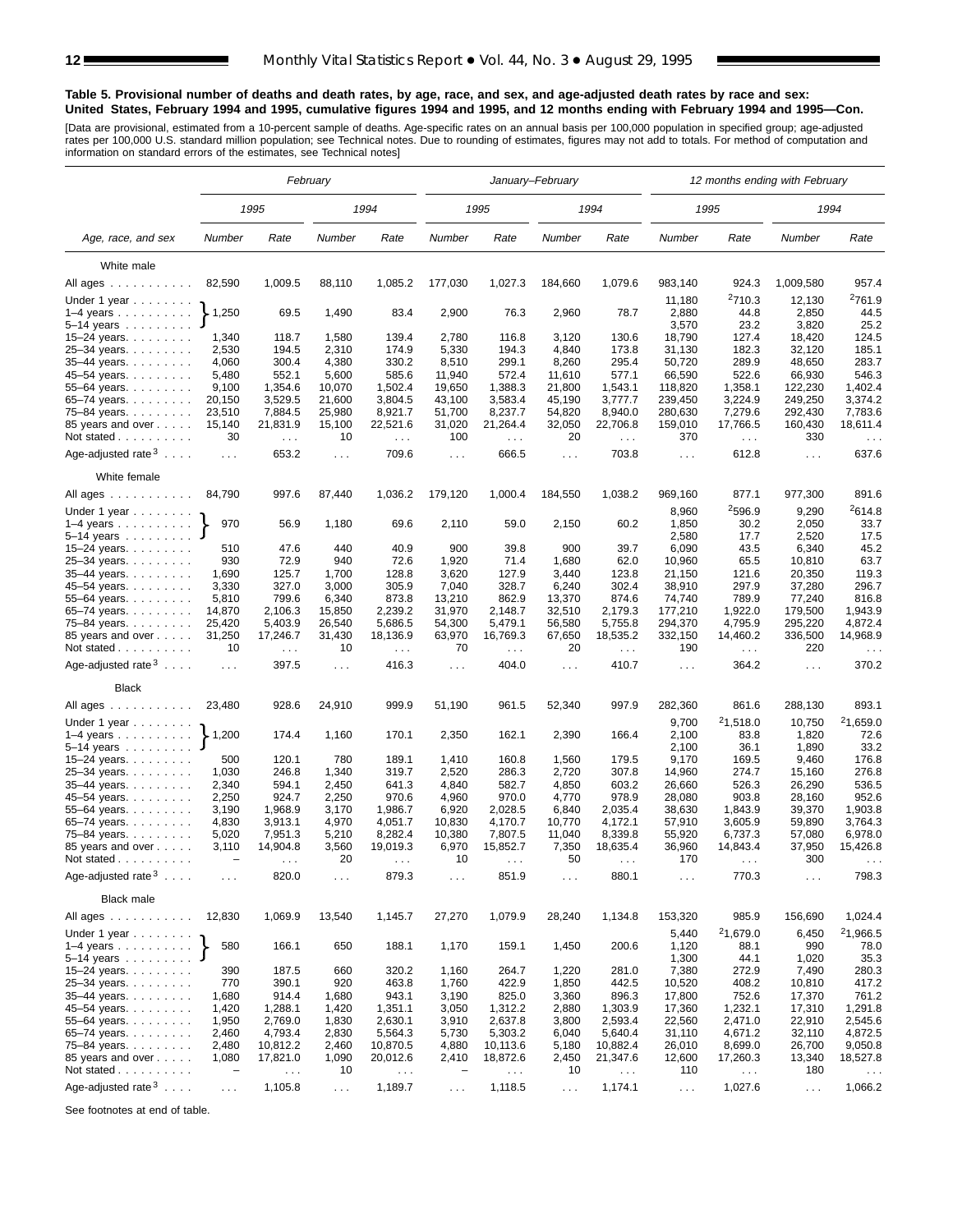**Table 5. Provisional number of deaths and death rates, by age, race, and sex, and age-adjusted death rates by race and sex: United States, February 1994 and 1995, cumulative figures 1994 and 1995, and 12 months ending with February 1994 and 1995—Con.**

[Data are provisional, estimated from a 10-percent sample of deaths. Age-specific rates on an annual basis per 100,000 population in specified group; age-adjusted rates per 100,000 U.S. standard million population; see Technical notes. Due to rounding of estimates, figures may not add to totals. For method of computation and information on standard errors of the estimates, see Technical notes]

| Age, race, and sex | February | | | | January–February | | | | 12 months ending with February | | | |
|---|---|---|---|---|---|---|---|---|---|---|---|---|
| | 1995 | | 1994 | | 1995 | | 1994 | | 1995 | | 1994 | |
| | Number | Rate | Number | Rate | Number | Rate | Number | Rate | Number | Rate | Number | Rate |
| **White male** | | | | | | | | | | | | |
| All ages | 82,590 | 1,009.5 | 88,110 | 1,085.2 | 177,030 | 1,027.3 | 184,660 | 1,079.6 | 983,140 | 924.3 | 1,009,580 | 957.4 |
| Under 1 year | 1,250 | 69.5 | 1,490 | 83.4 | 2,900 | 76.3 | 2,960 | 78.7 | 11,180 | [2]710.3 | 12,130 | [2]761.9 |
| 1–4 years | | | | | | | | | 2,880 | 44.8 | 2,850 | 44.5 |
| 5–14 years | | | | | | | | | 3,570 | 23.2 | 3,820 | 25.2 |
| 15–24 years | 1,340 | 118.7 | 1,580 | 139.4 | 2,780 | 116.8 | 3,120 | 130.6 | 18,790 | 127.4 | 18,420 | 124.5 |
| 25–34 years | 2,530 | 194.5 | 2,310 | 174.9 | 5,330 | 194.3 | 4,840 | 173.8 | 31,130 | 182.3 | 32,120 | 185.1 |
| 35–44 years | 4,060 | 300.4 | 4,380 | 330.2 | 8,510 | 299.1 | 8,260 | 295.4 | 50,720 | 289.9 | 48,650 | 283.7 |
| 45–54 years | 5,480 | 552.1 | 5,600 | 585.6 | 11,940 | 572.4 | 11,610 | 577.1 | 66,590 | 522.6 | 66,930 | 546.3 |
| 55–64 years | 9,100 | 1,354.6 | 10,070 | 1,502.4 | 19,650 | 1,388.3 | 21,800 | 1,543.1 | 118,820 | 1,358.1 | 122,230 | 1,402.4 |
| 65–74 years | 20,150 | 3,529.5 | 21,600 | 3,804.5 | 43,100 | 3,583.4 | 45,190 | 3,777.7 | 239,450 | 3,224.9 | 249,250 | 3,374.2 |
| 75–84 years | 23,510 | 7,884.5 | 25,980 | 8,921.7 | 51,700 | 8,237.7 | 54,820 | 8,940.0 | 280,630 | 7,279.6 | 292,430 | 7,783.6 |
| 85 years and over | 15,140 | 21,831.9 | 15,100 | 22,521.6 | 31,020 | 21,264.4 | 32,050 | 22,706.8 | 159,010 | 17,766.5 | 160,430 | 18,611.4 |
| Not stated | 30 | . . . | 10 | . . . | 100 | . . . | 20 | . . . | 370 | . . . | 330 | . . . |
| Age-adjusted rate[3] | . . . | 653.2 | . . . | 709.6 | . . . | 666.5 | . . . | 703.8 | . . . | 612.8 | . . . | 637.6 |
| **White female** | | | | | | | | | | | | |
| All ages | 84,790 | 997.6 | 87,440 | 1,036.2 | 179,120 | 1,000.4 | 184,550 | 1,038.2 | 969,160 | 877.1 | 977,300 | 891.6 |
| Under 1 year | 970 | 56.9 | 1,180 | 69.6 | 2,110 | 59.0 | 2,150 | 60.2 | 8,960 | [2]596.9 | 9,290 | [2]614.8 |
| 1–4 years | | | | | | | | | 1,850 | 30.2 | 2,050 | 33.7 |
| 5–14 years | | | | | | | | | 2,580 | 17.7 | 2,520 | 17.5 |
| 15–24 years | 510 | 47.6 | 440 | 40.9 | 900 | 39.8 | 900 | 39.7 | 6,090 | 43.5 | 6,340 | 45.2 |
| 25–34 years | 930 | 72.9 | 940 | 72.6 | 1,920 | 71.4 | 1,680 | 62.0 | 10,960 | 65.5 | 10,810 | 63.7 |
| 35–44 years | 1,690 | 125.7 | 1,700 | 128.8 | 3,620 | 127.9 | 3,440 | 123.8 | 21,150 | 121.6 | 20,350 | 119.3 |
| 45–54 years | 3,330 | 327.0 | 3,000 | 305.9 | 7,040 | 328.7 | 6,240 | 302.4 | 38,910 | 297.9 | 37,280 | 296.7 |
| 55–64 years | 5,810 | 799.6 | 6,340 | 873.8 | 13,210 | 862.9 | 13,370 | 874.6 | 74,740 | 789.9 | 77,240 | 816.8 |
| 65–74 years | 14,870 | 2,106.3 | 15,850 | 2,239.2 | 31,970 | 2,148.7 | 32,510 | 2,179.3 | 177,210 | 1,922.0 | 179,500 | 1,943.9 |
| 75–84 years | 25,420 | 5,403.9 | 26,540 | 5,686.5 | 54,300 | 5,479.1 | 56,580 | 5,755.8 | 294,370 | 4,795.9 | 295,220 | 4,872.4 |
| 85 years and over | 31,250 | 17,246.7 | 31,430 | 18,136.9 | 63,970 | 16,769.3 | 67,650 | 18,535.2 | 332,150 | 14,460.2 | 336,500 | 14,968.9 |
| Not stated | 10 | . . . | 10 | . . . | 70 | . . . | 20 | . . . | 190 | . . . | 220 | . . . |
| Age-adjusted rate[3] | . . . | 397.5 | . . . | 416.3 | . . . | 404.0 | . . . | 410.7 | . . . | 364.2 | . . . | 370.2 |
| **Black** | | | | | | | | | | | | |
| All ages | 23,480 | 928.6 | 24,910 | 999.9 | 51,190 | 961.5 | 52,340 | 997.9 | 282,360 | 861.6 | 288,130 | 893.1 |
| Under 1 year | 1,200 | 174.4 | 1,160 | 170.1 | 2,350 | 162.1 | 2,390 | 166.4 | 9,700 | [2]1,518.0 | 10,750 | [2]1,659.0 |
| 1–4 years | | | | | | | | | 2,100 | 83.8 | 1,820 | 72.6 |
| 5–14 years | | | | | | | | | 2,100 | 36.1 | 1,890 | 33.2 |
| 15–24 years | 500 | 120.1 | 780 | 189.1 | 1,410 | 160.8 | 1,560 | 179.5 | 9,170 | 169.5 | 9,460 | 176.8 |
| 25–34 years | 1,030 | 246.8 | 1,340 | 319.7 | 2,520 | 286.3 | 2,720 | 307.8 | 14,960 | 274.7 | 15,160 | 276.8 |
| 35–44 years | 2,340 | 594.1 | 2,450 | 641.3 | 4,840 | 582.7 | 4,850 | 603.2 | 26,660 | 526.3 | 26,290 | 536.5 |
| 45–54 years | 2,250 | 924.7 | 2,250 | 970.6 | 4,960 | 970.0 | 4,770 | 978.9 | 28,080 | 903.8 | 28,160 | 952.6 |
| 55–64 years | 3,190 | 1,968.9 | 3,170 | 1,986.7 | 6,920 | 2,028.5 | 6,840 | 2,035.4 | 38,630 | 1,843.9 | 39,370 | 1,903.8 |
| 65–74 years | 4,830 | 3,913.1 | 4,970 | 4,051.7 | 10,830 | 4,170.7 | 10,770 | 4,172.1 | 57,910 | 3,605.9 | 59,890 | 3,764.3 |
| 75–84 years | 5,020 | 7,951.3 | 5,210 | 8,282.4 | 10,380 | 7,807.5 | 11,040 | 8,339.8 | 55,920 | 6,737.3 | 57,080 | 6,978.0 |
| 85 years and over | 3,110 | 14,904.8 | 3,560 | 19,019.3 | 6,970 | 15,852.7 | 7,350 | 18,635.4 | 36,960 | 14,843.4 | 37,950 | 15,426.8 |
| Not stated | – | . . . | 20 | . . . | 10 | . . . | 50 | . . . | 170 | . . . | 300 | . . . |
| Age-adjusted rate[3] | . . . | 820.0 | . . . | 879.3 | . . . | 851.9 | . . . | 880.1 | . . . | 770.3 | . . . | 798.3 |
| **Black male** | | | | | | | | | | | | |
| All ages | 12,830 | 1,069.9 | 13,540 | 1,145.7 | 27,270 | 1,079.9 | 28,240 | 1,134.8 | 153,320 | 985.9 | 156,690 | 1,024.4 |
| Under 1 year | 580 | 166.1 | 650 | 188.1 | 1,170 | 159.1 | 1,450 | 200.6 | 5,440 | [2]1,679.0 | 6,450 | [2]1,966.5 |
| 1–4 years | | | | | | | | | 1,120 | 88.1 | 990 | 78.0 |
| 5–14 years | | | | | | | | | 1,300 | 44.1 | 1,020 | 35.3 |
| 15–24 years | 390 | 187.5 | 660 | 320.2 | 1,160 | 264.7 | 1,220 | 281.0 | 7,380 | 272.9 | 7,490 | 280.3 |
| 25–34 years | 770 | 390.1 | 920 | 463.8 | 1,760 | 422.9 | 1,850 | 442.5 | 10,520 | 408.2 | 10,810 | 417.2 |
| 35–44 years | 1,680 | 914.4 | 1,680 | 943.1 | 3,190 | 825.0 | 3,360 | 896.3 | 17,800 | 752.6 | 17,370 | 761.2 |
| 45–54 years | 1,420 | 1,288.1 | 1,420 | 1,351.1 | 3,050 | 1,312.2 | 2,880 | 1,303.9 | 17,360 | 1,232.1 | 17,310 | 1,291.8 |
| 55–64 years | 1,950 | 2,769.0 | 1,830 | 2,630.1 | 3,910 | 2,637.8 | 3,800 | 2,593.4 | 22,560 | 2,471.0 | 22,910 | 2,545.6 |
| 65–74 years | 2,460 | 4,793.4 | 2,830 | 5,564.3 | 5,730 | 5,303.2 | 6,040 | 5,640.4 | 31,110 | 4,671.2 | 32,110 | 4,872.5 |
| 75–84 years | 2,480 | 10,812.2 | 2,460 | 10,870.5 | 4,880 | 10,113.6 | 5,180 | 10,882.4 | 26,010 | 8,699.0 | 26,700 | 9,050.8 |
| 85 years and over | 1,080 | 17,821.0 | 1,090 | 20,012.6 | 2,410 | 18,872.6 | 2,450 | 21,347.6 | 12,600 | 17,260.3 | 13,340 | 18,527.8 |
| Not stated | – | . . . | 10 | . . . | – | . . . | 10 | . . . | 110 | . . . | 180 | . . . |
| Age-adjusted rate[3] | . . . | 1,105.8 | . . . | 1,189.7 | . . . | 1,118.5 | . . . | 1,174.1 | . . . | 1,027.6 | . . . | 1,066.2 |

Note: For February and January–February columns, figures shown on the "Under 1 year" row cover ages under 1 year through 5–14 years combined (bracketed in the original).

See footnotes at end of table.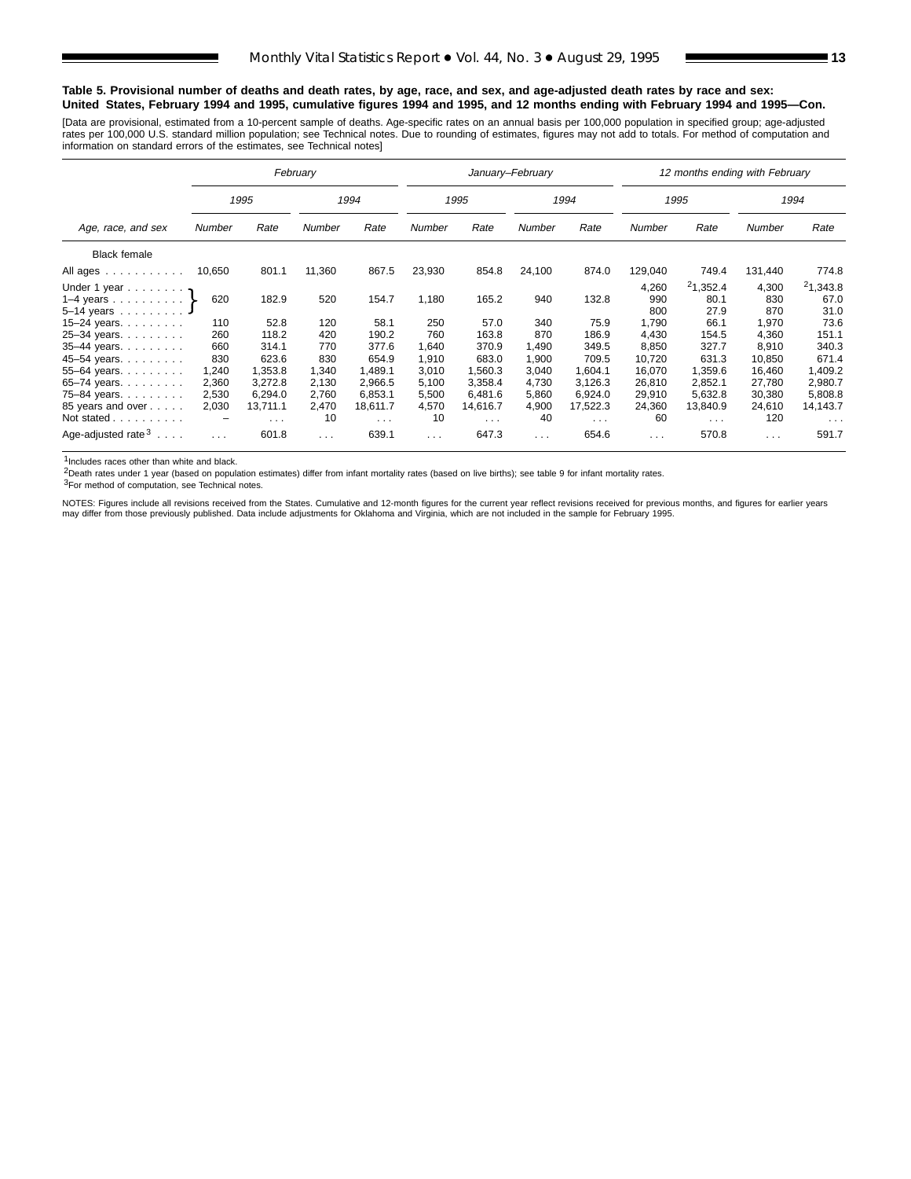**Table 5. Provisional number of deaths and death rates, by age, race, and sex, and age-adjusted death rates by race and sex: United States, February 1994 and 1995, cumulative figures 1994 and 1995, and 12 months ending with February 1994 and 1995—Con.**

[Data are provisional, estimated from a 10-percent sample of deaths. Age-specific rates on an annual basis per 100,000 population in specified group; age-adjusted rates per 100,000 U.S. standard million population; see Technical notes. Due to rounding of estimates, figures may not add to totals. For method of computation and information on standard errors of the estimates, see Technical notes]

| Age, race, and sex | *February* | | | | *January–February* | | | | *12 months ending with February* | | | |
|---|---|---|---|---|---|---|---|---|---|---|---|---|
| | *1995* | | *1994* | | *1995* | | *1994* | | *1995* | | *1994* | |
| | *Number* | *Rate* | *Number* | *Rate* | *Number* | *Rate* | *Number* | *Rate* | *Number* | *Rate* | *Number* | *Rate* |
| Black female | | | | | | | | | | | | |
| All ages | 10,650 | 801.1 | 11,360 | 867.5 | 23,930 | 854.8 | 24,100 | 874.0 | 129,040 | 749.4 | 131,440 | 774.8 |
| Under 1 year | 620 | 182.9 | 520 | 154.7 | 1,180 | 165.2 | 940 | 132.8 | 4,260 | [2]1,352.4 | 4,300 | [2]1,343.8 |
| 1–4 years | | | | | | | | | 990 | 80.1 | 830 | 67.0 |
| 5–14 years | | | | | | | | | 800 | 27.9 | 870 | 31.0 |
| 15–24 years | 110 | 52.8 | 120 | 58.1 | 250 | 57.0 | 340 | 75.9 | 1,790 | 66.1 | 1,970 | 73.6 |
| 25–34 years | 260 | 118.2 | 420 | 190.2 | 760 | 163.8 | 870 | 186.9 | 4,430 | 154.5 | 4,360 | 151.1 |
| 35–44 years | 660 | 314.1 | 770 | 377.6 | 1,640 | 370.9 | 1,490 | 349.5 | 8,850 | 327.7 | 8,910 | 340.3 |
| 45–54 years | 830 | 623.6 | 830 | 654.9 | 1,910 | 683.0 | 1,900 | 709.5 | 10,720 | 631.3 | 10,850 | 671.4 |
| 55–64 years | 1,240 | 1,353.8 | 1,340 | 1,489.1 | 3,010 | 1,560.3 | 3,040 | 1,604.1 | 16,070 | 1,359.6 | 16,460 | 1,409.2 |
| 65–74 years | 2,360 | 3,272.8 | 2,130 | 2,966.5 | 5,100 | 3,358.4 | 4,730 | 3,126.3 | 26,810 | 2,852.1 | 27,780 | 2,980.7 |
| 75–84 years | 2,530 | 6,294.0 | 2,760 | 6,853.1 | 5,500 | 6,481.6 | 5,860 | 6,924.0 | 29,910 | 5,632.8 | 30,380 | 5,808.8 |
| 85 years and over | 2,030 | 13,711.1 | 2,470 | 18,611.7 | 4,570 | 14,616.7 | 4,900 | 17,522.3 | 24,360 | 13,840.9 | 24,610 | 14,143.7 |
| Not stated | – | . . . | 10 | . . . | 10 | . . . | 40 | . . . | 60 | . . . | 120 | . . . |
| Age-adjusted rate[3] | . . . | 601.8 | . . . | 639.1 | . . . | 647.3 | . . . | 654.6 | . . . | 570.8 | . . . | 591.7 |

Note: For February and January–February, the figures shown on the "Under 1 year" row are combined values for under 1 year, 1–4 years, and 5–14 years (bracketed together in the source).

[1]Includes races other than white and black.

[2]Death rates under 1 year (based on population estimates) differ from infant mortality rates (based on live births); see table 9 for infant mortality rates.

[3]For method of computation, see Technical notes.

NOTES: Figures include all revisions received from the States. Cumulative and 12-month figures for the current year reflect revisions received for previous months, and figures for earlier years may differ from those previously published. Data include adjustments for Oklahoma and Virginia, which are not included in the sample for February 1995.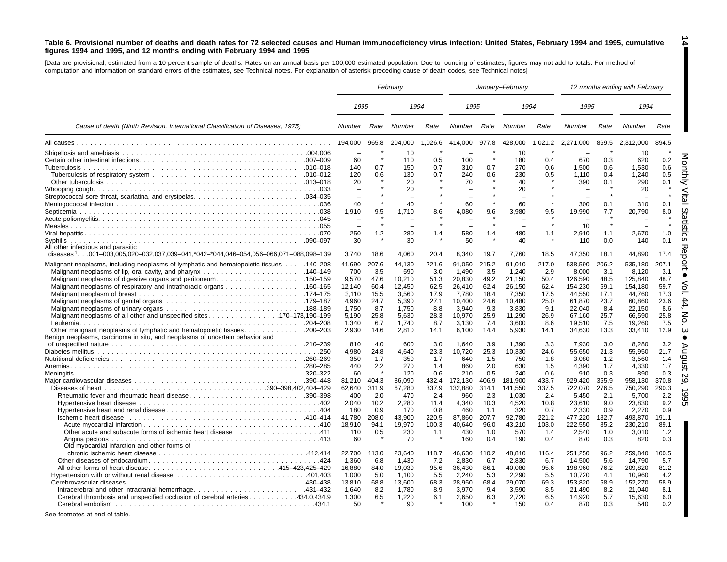**Table 6. Provisional number of deaths and death rates for 72 selected causes and Human immunodeficiency virus infection: United States, February 1994 and 1995, cumulative figures 1994 and 1995, and 12 months ending with February 1994 and 1995**

[Data are provisional, estimated from a 10-percent sample of deaths. Rates on an annual basis per 100,000 estimated population. Due to rounding of estimates, figures may not add to totals. For method of computation and information on standard errors of the estimates, see Technical notes. For explanation of asterisk preceding cause-of-death codes, see Technical notes]

| Cause of death (Ninth Revision, International Classification of Diseases, 1975) | February | | | | January–February | | | | 12 months ending with February | | | |
|---|---|---|---|---|---|---|---|---|---|---|---|---|
| | 1995 | | 1994 | | 1995 | | 1994 | | 1995 | | 1994 | |
| | Number | Rate | Number | Rate | Number | Rate | Number | Rate | Number | Rate | Number | Rate |
| All causes | 194,000 | 965.8 | 204,000 | 1,026.6 | 414,000 | 977.8 | 428,000 | 1,021.2 | 2,271,000 | 869.5 | 2,312,000 | 894.5 |
| Shigellosis and amebiasis .004,006 | – | * | 10 | * | – | * | 10 | * | – | * | 10 | * |
| Certain other intestinal infections .007–009 | 60 | * | 110 | 0.5 | 100 | * | 180 | 0.4 | 670 | 0.3 | 620 | 0.2 |
| Tuberculosis .010–018 | 140 | 0.7 | 150 | 0.7 | 310 | 0.7 | 270 | 0.6 | 1,500 | 0.6 | 1,530 | 0.6 |
| Tuberculosis of respiratory system .010–012 | 120 | 0.6 | 130 | 0.7 | 240 | 0.6 | 230 | 0.5 | 1,110 | 0.4 | 1,240 | 0.5 |
| Other tuberculosis .013–018 | 20 | * | 20 | * | 70 | * | 40 | * | 390 | 0.1 | 290 | 0.1 |
| Whooping cough .033 | – | * | 20 | * | – | * | 20 | * | – | * | 20 | * |
| Streptococcal sore throat, scarlatina, and erysipelas .034–035 | – | * | – | * | – | * | – | * | – | * | – | * |
| Meningococcal infection .036 | 40 | * | 40 | * | 60 | * | 60 | * | 300 | 0.1 | 310 | 0.1 |
| Septicemia .038 | 1,910 | 9.5 | 1,710 | 8.6 | 4,080 | 9.6 | 3,980 | 9.5 | 19,990 | 7.7 | 20,790 | 8.0 |
| Acute poliomyelitis .045 | – | * | – | * | – | * | – | * | – | * | – | * |
| Measles .055 | – | * | – | * | – | * | – | * | 10 | * | – | * |
| Viral hepatitis .070 | 250 | 1.2 | 280 | 1.4 | 580 | 1.4 | 480 | 1.1 | 2,910 | 1.1 | 2,670 | 1.0 |
| Syphilis .090–097 | 30 | * | 30 | * | 50 | * | 40 | * | 110 | 0.0 | 140 | 0.1 |
| All other infectious and parasitic diseases[1] .001–003,005,020–032,037,039–041,*042–*044,046–054,056–066,071–088,098–139 | 3,740 | 18.6 | 4,060 | 20.4 | 8,340 | 19.7 | 7,760 | 18.5 | 47,350 | 18.1 | 44,890 | 17.4 |
| Malignant neoplasms, including neoplasms of lymphatic and hematopoietic tissues .140–208 | 41,690 | 207.6 | 44,130 | 221.6 | 91,050 | 215.2 | 91,010 | 217.0 | 538,590 | 206.2 | 535,180 | 207.1 |
| Malignant neoplasms of lip, oral cavity, and pharynx .140–149 | 700 | 3.5 | 590 | 3.0 | 1,490 | 3.5 | 1,240 | 2.9 | 8,000 | 3.1 | 8,120 | 3.1 |
| Malignant neoplasms of digestive organs and peritoneum .150–159 | 9,570 | 47.6 | 10,210 | 51.3 | 20,830 | 49.2 | 21,150 | 50.4 | 126,590 | 48.5 | 125,840 | 48.7 |
| Malignant neoplasms of respiratory and intrathoracic organs .160–165 | 12,140 | 60.4 | 12,450 | 62.5 | 26,410 | 62.4 | 26,150 | 62.4 | 154,230 | 59.1 | 154,180 | 59.7 |
| Malignant neoplasm of breast .174–175 | 3,110 | 15.5 | 3,560 | 17.9 | 7,780 | 18.4 | 7,350 | 17.5 | 44,550 | 17.1 | 44,760 | 17.3 |
| Malignant neoplasms of genital organs .179–187 | 4,960 | 24.7 | 5,390 | 27.1 | 10,400 | 24.6 | 10,480 | 25.0 | 61,870 | 23.7 | 60,860 | 23.6 |
| Malignant neoplasms of urinary organs .188–189 | 1,750 | 8.7 | 1,750 | 8.8 | 3,940 | 9.3 | 3,830 | 9.1 | 22,040 | 8.4 | 22,150 | 8.6 |
| Malignant neoplasms of all other and unspecified sites .170–173,190–199 | 5,190 | 25.8 | 5,630 | 28.3 | 10,970 | 25.9 | 11,290 | 26.9 | 67,160 | 25.7 | 66,590 | 25.8 |
| Leukemia .204–208 | 1,340 | 6.7 | 1,740 | 8.7 | 3,130 | 7.4 | 3,600 | 8.6 | 19,510 | 7.5 | 19,260 | 7.5 |
| Other malignant neoplasms of lymphatic and hematopoietic tissues .200–203 | 2,930 | 14.6 | 2,810 | 14.1 | 6,100 | 14.4 | 5,930 | 14.1 | 34,630 | 13.3 | 33,410 | 12.9 |
| Benign neoplasms, carcinoma in situ, and neoplasms of uncertain behavior and of unspecified nature .210–239 | 810 | 4.0 | 600 | 3.0 | 1,640 | 3.9 | 1,390 | 3.3 | 7,930 | 3.0 | 8,280 | 3.2 |
| Diabetes mellitus .250 | 4,980 | 24.8 | 4,640 | 23.3 | 10,720 | 25.3 | 10,330 | 24.6 | 55,650 | 21.3 | 55,950 | 21.7 |
| Nutritional deficiencies .260–269 | 350 | 1.7 | 350 | 1.7 | 640 | 1.5 | 750 | 1.8 | 3,080 | 1.2 | 3,560 | 1.4 |
| Anemias .280–285 | 440 | 2.2 | 270 | 1.4 | 860 | 2.0 | 630 | 1.5 | 4,390 | 1.7 | 4,330 | 1.7 |
| Meningitis .320–322 | 60 | * | 120 | 0.6 | 210 | 0.5 | 240 | 0.6 | 910 | 0.3 | 890 | 0.3 |
| Major cardiovascular diseases .390–448 | 81,210 | 404.3 | 86,090 | 432.4 | 172,130 | 406.9 | 181,900 | 433.7 | 929,420 | 355.9 | 958,130 | 370.8 |
| Diseases of heart .390–398,402,404–429 | 62,640 | 311.9 | 67,280 | 337.9 | 132,880 | 314.1 | 141,550 | 337.5 | 722,070 | 276.5 | 750,290 | 290.3 |
| Rheumatic fever and rheumatic heart disease .390–398 | 400 | 2.0 | 470 | 2.4 | 960 | 2.3 | 1,030 | 2.4 | 5,450 | 2.1 | 5,700 | 2.2 |
| Hypertensive heart disease .402 | 2,040 | 10.2 | 2,280 | 11.4 | 4,340 | 10.3 | 4,520 | 10.8 | 23,610 | 9.0 | 23,830 | 9.2 |
| Hypertensive heart and renal disease .404 | 180 | 0.9 | 170 | 0.8 | 460 | 1.1 | 320 | 0.7 | 2,330 | 0.9 | 2,270 | 0.9 |
| Ischemic heart disease .410–414 | 41,780 | 208.0 | 43,900 | 220.5 | 87,860 | 207.7 | 92,780 | 221.2 | 477,220 | 182.7 | 493,870 | 191.1 |
| Acute myocardial infarction .410 | 18,910 | 94.1 | 19,970 | 100.3 | 40,640 | 96.0 | 43,210 | 103.0 | 222,550 | 85.2 | 230,210 | 89.1 |
| Other acute and subacute forms of ischemic heart disease .411 | 110 | 0.5 | 230 | 1.1 | 430 | 1.0 | 570 | 1.4 | 2,540 | 1.0 | 3,010 | 1.2 |
| Angina pectoris .413 | 60 | * | 70 | * | 160 | 0.4 | 190 | 0.4 | 870 | 0.3 | 820 | 0.3 |
| Old myocardial infarction and other forms of chronic ischemic heart disease .412,414 | 22,700 | 113.0 | 23,640 | 118.7 | 46,630 | 110.2 | 48,810 | 116.4 | 251,250 | 96.2 | 259,840 | 100.5 |
| Other diseases of endocardium .424 | 1,360 | 6.8 | 1,430 | 7.2 | 2,830 | 6.7 | 2,830 | 6.7 | 14,500 | 5.6 | 14,790 | 5.7 |
| All other forms of heart disease .415–423,425–429 | 16,880 | 84.0 | 19,030 | 95.6 | 36,430 | 86.1 | 40,080 | 95.6 | 198,960 | 76.2 | 209,820 | 81.2 |
| Hypertension with or without renal disease .401,403 | 1,000 | 5.0 | 1,100 | 5.5 | 2,240 | 5.3 | 2,290 | 5.5 | 10,720 | 4.1 | 10,960 | 4.2 |
| Cerebrovascular diseases .430–438 | 13,810 | 68.8 | 13,600 | 68.3 | 28,950 | 68.4 | 29,070 | 69.3 | 153,820 | 58.9 | 152,270 | 58.9 |
| Intracerebral and other intracranial hemorrhage .431–432 | 1,640 | 8.2 | 1,780 | 8.9 | 3,970 | 9.4 | 3,590 | 8.5 | 21,490 | 8.2 | 21,040 | 8.1 |
| Cerebral thrombosis and unspecified occlusion of cerebral arteries .434.0,434.9 | 1,300 | 6.5 | 1,220 | 6.1 | 2,650 | 6.3 | 2,720 | 6.5 | 14,920 | 5.7 | 15,630 | 6.0 |
| Cerebral embolism .434.1 | 50 | * | 90 | * | 100 | * | 150 | 0.4 | 870 | 0.3 | 540 | 0.2 |

See footnotes at end of table.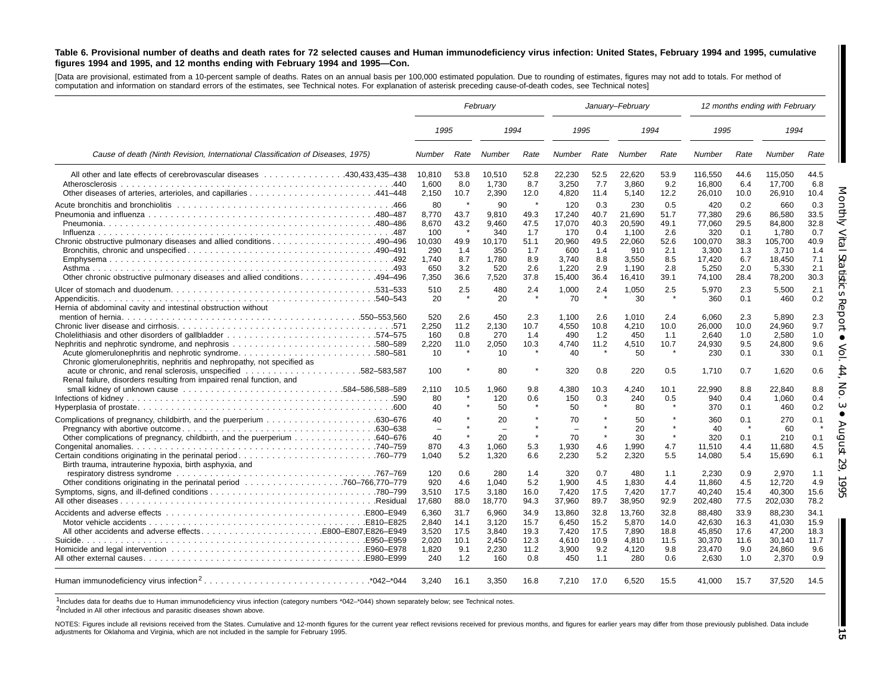**Table 6. Provisional number of deaths and death rates for 72 selected causes and Human immunodeficiency virus infection: United States, February 1994 and 1995, cumulative figures 1994 and 1995, and 12 months ending with February 1994 and 1995—Con.**

[Data are provisional, estimated from a 10-percent sample of deaths. Rates on an annual basis per 100,000 estimated population. Due to rounding of estimates, figures may not add to totals. For method of computation and information on standard errors of the estimates, see Technical notes. For explanation of asterisk preceding cause-of-death codes, see Technical notes]

| Cause of death (Ninth Revision, International Classification of Diseases, 1975) | February | | | | January–February | | | | 12 months ending with February | | | |
|---|---|---|---|---|---|---|---|---|---|---|---|---|
| | 1995 | | 1994 | | 1995 | | 1994 | | 1995 | | 1994 | |
| | Number | Rate | Number | Rate | Number | Rate | Number | Rate | Number | Rate | Number | Rate |
| All other and late effects of cerebrovascular diseases . . . . . . . . . . . . . . .430,433,435–438 | 10,810 | 53.8 | 10,510 | 52.8 | 22,230 | 52.5 | 22,620 | 53.9 | 116,550 | 44.6 | 115,050 | 44.5 |
| Atherosclerosis . . . . . . . . . . . . . . . .440 | 1,600 | 8.0 | 1,730 | 8.7 | 3,250 | 7.7 | 3,860 | 9.2 | 16,800 | 6.4 | 17,700 | 6.8 |
| Other diseases of arteries, arterioles, and capillaries . . . . . . . .441–448 | 2,150 | 10.7 | 2,390 | 12.0 | 4,820 | 11.4 | 5,140 | 12.2 | 26,010 | 10.0 | 26,910 | 10.4 |
| Acute bronchitis and bronchiolitis . . . . . . . . . . . .466 | 80 | * | 90 | * | 120 | 0.3 | 230 | 0.5 | 420 | 0.2 | 660 | 0.3 |
| Pneumonia and influenza . . . . . . . . . . . .480–487 | 8,770 | 43.7 | 9,810 | 49.3 | 17,240 | 40.7 | 21,690 | 51.7 | 77,380 | 29.6 | 86,580 | 33.5 |
| Pneumonia. . . . . . . . . . . . . . . .480–486 | 8,670 | 43.2 | 9,460 | 47.5 | 17,070 | 40.3 | 20,590 | 49.1 | 77,060 | 29.5 | 84,800 | 32.8 |
| Influenza . . . . . . . . . . . . . . . .487 | 100 | * | 340 | 1.7 | 170 | 0.4 | 1,100 | 2.6 | 320 | 0.1 | 1,780 | 0.7 |
| Chronic obstructive pulmonary diseases and allied conditions. . . . . . .490–496 | 10,030 | 49.9 | 10,170 | 51.1 | 20,960 | 49.5 | 22,060 | 52.6 | 100,070 | 38.3 | 105,700 | 40.9 |
| Bronchitis, chronic and unspecified . . . . . . . . .490–491 | 290 | 1.4 | 350 | 1.7 | 600 | 1.4 | 910 | 2.1 | 3,300 | 1.3 | 3,710 | 1.4 |
| Emphysema . . . . . . . . . . . . . . . .492 | 1,740 | 8.7 | 1,780 | 8.9 | 3,740 | 8.8 | 3,550 | 8.5 | 17,420 | 6.7 | 18,450 | 7.1 |
| Asthma . . . . . . . . . . . . . . . . .493 | 650 | 3.2 | 520 | 2.6 | 1,220 | 2.9 | 1,190 | 2.8 | 5,250 | 2.0 | 5,330 | 2.1 |
| Other chronic obstructive pulmonary diseases and allied conditions. . . . . .494–496 | 7,350 | 36.6 | 7,520 | 37.8 | 15,400 | 36.4 | 16,410 | 39.1 | 74,100 | 28.4 | 78,200 | 30.3 |
| Ulcer of stomach and duodenum. . . . . . . . . . . .531–533 | 510 | 2.5 | 480 | 2.4 | 1,000 | 2.4 | 1,050 | 2.5 | 5,970 | 2.3 | 5,500 | 2.1 |
| Appendicitis. . . . . . . . . . . . . . . . .540–543 | 20 | * | 20 | * | 70 | * | 30 | * | 360 | 0.1 | 460 | 0.2 |
| Hernia of abdominal cavity and intestinal obstruction without mention of hernia. . . . . . . . . . . . . . .550–553,560 | 520 | 2.6 | 450 | 2.3 | 1,100 | 2.6 | 1,010 | 2.4 | 6,060 | 2.3 | 5,890 | 2.3 |
| Chronic liver disease and cirrhosis. . . . . . . . . . . . .571 | 2,250 | 11.2 | 2,130 | 10.7 | 4,550 | 10.8 | 4,210 | 10.0 | 26,000 | 10.0 | 24,960 | 9.7 |
| Cholelithiasis and other disorders of gallbladder . . . . . . . .574–575 | 160 | 0.8 | 270 | 1.4 | 490 | 1.2 | 450 | 1.1 | 2,640 | 1.0 | 2,580 | 1.0 |
| Nephritis and nephrotic syndrome, and nephrosis . . . . . . . .580–589 | 2,220 | 11.0 | 2,050 | 10.3 | 4,740 | 11.2 | 4,510 | 10.7 | 24,930 | 9.5 | 24,800 | 9.6 |
| Acute glomerulonephritis and nephrotic syndrome. . . . . . . .580–581 | 10 | * | 10 | * | 40 | * | 50 | * | 230 | 0.1 | 330 | 0.1 |
| Chronic glomerulonephritis, nephritis and nephropathy, not specified as acute or chronic, and renal sclerosis, unspecified . . . . . . .582–583,587 | 100 | * | 80 | * | 320 | 0.8 | 220 | 0.5 | 1,710 | 0.7 | 1,620 | 0.6 |
| Renal failure, disorders resulting from impaired renal function, and small kidney of unknown cause . . . . . . . . .584–586,588–589 | 2,110 | 10.5 | 1,960 | 9.8 | 4,380 | 10.3 | 4,240 | 10.1 | 22,990 | 8.8 | 22,840 | 8.8 |
| Infections of kidney . . . . . . . . . . . . . . .590 | 80 | * | 120 | 0.6 | 150 | 0.3 | 240 | 0.5 | 940 | 0.4 | 1,060 | 0.4 |
| Hyperplasia of prostate. . . . . . . . . . . . . .600 | 40 | * | 50 | * | 50 | * | 80 | * | 370 | 0.1 | 460 | 0.2 |
| Complications of pregnancy, childbirth, and the puerperium . . . . . . .630–676 | 40 | * | 20 | * | 70 | * | 50 | * | 360 | 0.1 | 270 | 0.1 |
| Pregnancy with abortive outcome . . . . . . . . . . .630–638 | – | * | – | * | – | * | 20 | * | 40 | * | 60 | * |
| Other complications of pregnancy, childbirth, and the puerperium . . . . .640–676 | 40 | * | 20 | * | 70 | * | 30 | * | 320 | 0.1 | 210 | 0.1 |
| Congenital anomalies. . . . . . . . . . . . . .740–759 | 870 | 4.3 | 1,060 | 5.3 | 1,930 | 4.6 | 1,990 | 4.7 | 11,510 | 4.4 | 11,680 | 4.5 |
| Certain conditions originating in the perinatal period. . . . . . . . .760–779 | 1,040 | 5.2 | 1,320 | 6.6 | 2,230 | 5.2 | 2,320 | 5.5 | 14,080 | 5.4 | 15,690 | 6.1 |
| Birth trauma, intrauterine hypoxia, birth asphyxia, and respiratory distress syndrome . . . . . . . . . . . .767–769 | 120 | 0.6 | 280 | 1.4 | 320 | 0.7 | 480 | 1.1 | 2,230 | 0.9 | 2,970 | 1.1 |
| Other conditions originating in the perinatal period . . . . . . .760–766,770–779 | 920 | 4.6 | 1,040 | 5.2 | 1,900 | 4.5 | 1,830 | 4.4 | 11,860 | 4.5 | 12,720 | 4.9 |
| Symptoms, signs, and ill-defined conditions . . . . . . . . . .780–799 | 3,510 | 17.5 | 3,180 | 16.0 | 7,420 | 17.5 | 7,420 | 17.7 | 40,240 | 15.4 | 40,300 | 15.6 |
| All other diseases . . . . . . . . . . . . . . .Residual | 17,680 | 88.0 | 18,770 | 94.3 | 37,960 | 89.7 | 38,950 | 92.9 | 202,480 | 77.5 | 202,030 | 78.2 |
| Accidents and adverse effects . . . . . . . . . . . .E800–E949 | 6,360 | 31.7 | 6,960 | 34.9 | 13,860 | 32.8 | 13,760 | 32.8 | 88,480 | 33.9 | 88,230 | 34.1 |
| Motor vehicle accidents . . . . . . . . . . . . .E810–E825 | 2,840 | 14.1 | 3,120 | 15.7 | 6,450 | 15.2 | 5,870 | 14.0 | 42,630 | 16.3 | 41,030 | 15.9 |
| All other accidents and adverse effects. . . . . . . .E800–E807,E826–E949 | 3,520 | 17.5 | 3,840 | 19.3 | 7,420 | 17.5 | 7,890 | 18.8 | 45,850 | 17.6 | 47,200 | 18.3 |
| Suicide. . . . . . . . . . . . . . . . .E950–E959 | 2,020 | 10.1 | 2,450 | 12.3 | 4,610 | 10.9 | 4,810 | 11.5 | 30,370 | 11.6 | 30,140 | 11.7 |
| Homicide and legal intervention . . . . . . . . . . .E960–E978 | 1,820 | 9.1 | 2,230 | 11.2 | 3,900 | 9.2 | 4,120 | 9.8 | 23,470 | 9.0 | 24,860 | 9.6 |
| All other external causes. . . . . . . . . . . . .E980–E999 | 240 | 1.2 | 160 | 0.8 | 450 | 1.1 | 280 | 0.6 | 2,630 | 1.0 | 2,370 | 0.9 |
| Human immunodeficiency virus infection[2] . . . . . . . . . .*042–*044 | 3,240 | 16.1 | 3,350 | 16.8 | 7,210 | 17.0 | 6,520 | 15.5 | 41,000 | 15.7 | 37,520 | 14.5 |

[1]Includes data for deaths due to Human immunodeficiency virus infection (category numbers *042–*044) shown separately below; see Technical notes.
[2]Included in All other infectious and parasitic diseases shown above.

NOTES: Figures include all revisions received from the States. Cumulative and 12-month figures for the current year reflect revisions received for previous months, and figures for earlier years may differ from those previously published. Data include adjustments for Oklahoma and Virginia, which are not included in the sample for February 1995.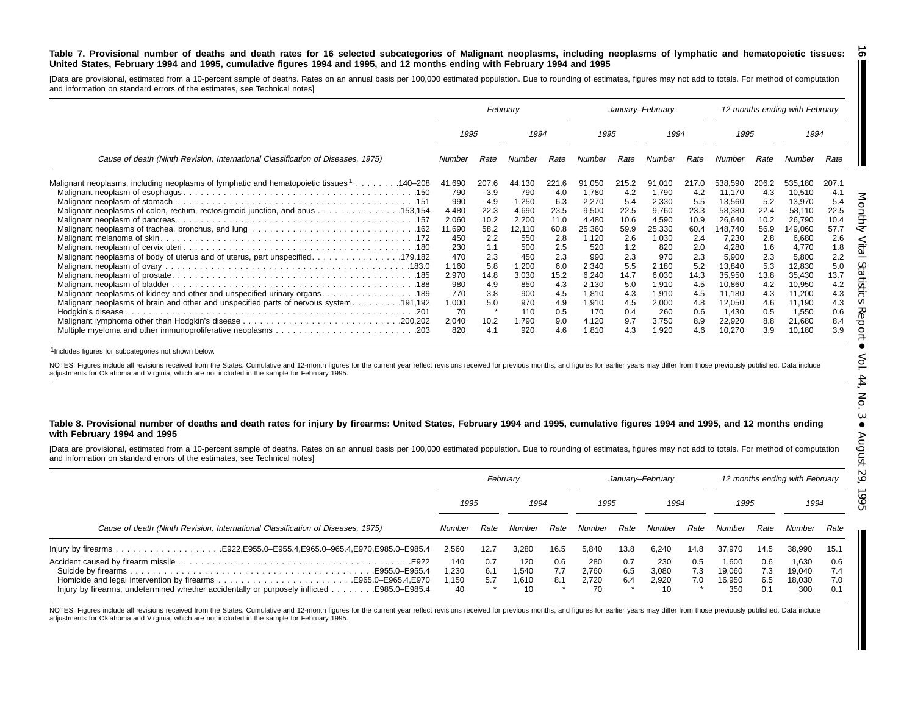**Table 7. Provisional number of deaths and death rates for 16 selected subcategories of Malignant neoplasms, including neoplasms of lymphatic and hematopoietic tissues: United States, February 1994 and 1995, cumulative figures 1994 and 1995, and 12 months ending with February 1994 and 1995**

[Data are provisional, estimated from a 10-percent sample of deaths. Rates on an annual basis per 100,000 estimated population. Due to rounding of estimates, figures may not add to totals. For method of computation and information on standard errors of the estimates, see Technical notes]

| Cause of death (Ninth Revision, International Classification of Diseases, 1975) | February | | | | January–February | | | | 12 months ending with February | | | |
|---|---|---|---|---|---|---|---|---|---|---|---|---|
| | 1995 | | 1994 | | 1995 | | 1994 | | 1995 | | 1994 | |
| | Number | Rate | Number | Rate | Number | Rate | Number | Rate | Number | Rate | Number | Rate |
| Malignant neoplasms, including neoplasms of lymphatic and hematopoietic tissues[1] . . . . . . . .140–208 | 41,690 | 207.6 | 44,130 | 221.6 | 91,050 | 215.2 | 91,010 | 217.0 | 538,590 | 206.2 | 535,180 | 207.1 |
| Malignant neoplasm of esophagus . . . . . . . . . . . . . . . . . . . . . . . . . . . . . . . . . . . . . . . . .150 | 790 | 3.9 | 790 | 4.0 | 1,780 | 4.2 | 1,790 | 4.2 | 11,170 | 4.3 | 10,510 | 4.1 |
| Malignant neoplasm of stomach . . . . . . . . . . . . . . . . . . . . . . . . . . . . . . . . . . . . . . . . .151 | 990 | 4.9 | 1,250 | 6.3 | 2,270 | 5.4 | 2,330 | 5.5 | 13,560 | 5.2 | 13,970 | 5.4 |
| Malignant neoplasms of colon, rectum, rectosigmoid junction, and anus . . . . . . . . . . . . . . .153,154 | 4,480 | 22.3 | 4,690 | 23.5 | 9,500 | 22.5 | 9,760 | 23.3 | 58,380 | 22.4 | 58,110 | 22.5 |
| Malignant neoplasm of pancreas . . . . . . . . . . . . . . . . . . . . . . . . . . . . . . . . . . . . . . . . .157 | 2,060 | 10.2 | 2,200 | 11.0 | 4,480 | 10.6 | 4,590 | 10.9 | 26,640 | 10.2 | 26,790 | 10.4 |
| Malignant neoplasms of trachea, bronchus, and lung . . . . . . . . . . . . . . . . . . . . . . . . . . . .162 | 11,690 | 58.2 | 12,110 | 60.8 | 25,360 | 59.9 | 25,330 | 60.4 | 148,740 | 56.9 | 149,060 | 57.7 |
| Malignant melanoma of skin . . . . . . . . . . . . . . . . . . . . . . . . . . . . . . . . . . . . . . . . . . .172 | 450 | 2.2 | 550 | 2.8 | 1,120 | 2.6 | 1,030 | 2.4 | 7,230 | 2.8 | 6,680 | 2.6 |
| Malignant neoplasm of cervix uteri . . . . . . . . . . . . . . . . . . . . . . . . . . . . . . . . . . . . . . .180 | 230 | 1.1 | 500 | 2.5 | 520 | 1.2 | 820 | 2.0 | 4,280 | 1.6 | 4,770 | 1.8 |
| Malignant neoplasms of body of uterus and of uterus, part unspecified. . . . . . . . . . . . . . . .179,182 | 470 | 2.3 | 450 | 2.3 | 990 | 2.3 | 970 | 2.3 | 5,900 | 2.3 | 5,800 | 2.2 |
| Malignant neoplasm of ovary . . . . . . . . . . . . . . . . . . . . . . . . . . . . . . . . . . . . . . . . .183.0 | 1,160 | 5.8 | 1,200 | 6.0 | 2,340 | 5.5 | 2,180 | 5.2 | 13,840 | 5.3 | 12,830 | 5.0 |
| Malignant neoplasm of prostate. . . . . . . . . . . . . . . . . . . . . . . . . . . . . . . . . . . . . . . . .185 | 2,970 | 14.8 | 3,030 | 15.2 | 6,240 | 14.7 | 6,030 | 14.3 | 35,950 | 13.8 | 35,430 | 13.7 |
| Malignant neoplasm of bladder . . . . . . . . . . . . . . . . . . . . . . . . . . . . . . . . . . . . . . . . .188 | 980 | 4.9 | 850 | 4.3 | 2,130 | 5.0 | 1,910 | 4.5 | 10,860 | 4.2 | 10,950 | 4.2 |
| Malignant neoplasms of kidney and other and unspecified urinary organs. . . . . . . . . . . . . . . . .189 | 770 | 3.8 | 900 | 4.5 | 1,810 | 4.3 | 1,910 | 4.5 | 11,180 | 4.3 | 11,200 | 4.3 |
| Malignant neoplasms of brain and other and unspecified parts of nervous system . . . . . . . . .191,192 | 1,000 | 5.0 | 970 | 4.9 | 1,910 | 4.5 | 2,000 | 4.8 | 12,050 | 4.6 | 11,190 | 4.3 |
| Hodgkin's disease . . . . . . . . . . . . . . . . . . . . . . . . . . . . . . . . . . . . . . . . . . . . . . . .201 | 70 | * | 110 | 0.5 | 170 | 0.4 | 260 | 0.6 | 1,430 | 0.5 | 1,550 | 0.6 |
| Malignant lymphoma other than Hodgkin's disease . . . . . . . . . . . . . . . . . . . . . . . . . . .200,202 | 2,040 | 10.2 | 1,790 | 9.0 | 4,120 | 9.7 | 3,750 | 8.9 | 22,920 | 8.8 | 21,680 | 8.4 |
| Multiple myeloma and other immunoproliferative neoplasms . . . . . . . . . . . . . . . . . . . . . . . . .203 | 820 | 4.1 | 920 | 4.6 | 1,810 | 4.3 | 1,920 | 4.6 | 10,270 | 3.9 | 10,180 | 3.9 |

[1]Includes figures for subcategories not shown below.

NOTES: Figures include all revisions received from the States. Cumulative and 12-month figures for the current year reflect revisions received for previous months, and figures for earlier years may differ from those previously published. Data include adjustments for Oklahoma and Virginia, which are not included in the sample for February 1995.

**Table 8. Provisional number of deaths and death rates for injury by firearms: United States, February 1994 and 1995, cumulative figures 1994 and 1995, and 12 months ending with February 1994 and 1995**

[Data are provisional, estimated from a 10-percent sample of deaths. Rates on an annual basis per 100,000 estimated population. Due to rounding of estimates, figures may not add to totals. For method of computation and information on standard errors of the estimates, see Technical notes]

| Cause of death (Ninth Revision, International Classification of Diseases, 1975) | February | | | | January–February | | | | 12 months ending with February | | | |
|---|---|---|---|---|---|---|---|---|---|---|---|---|
| | 1995 | | 1994 | | 1995 | | 1994 | | 1995 | | 1994 | |
| | Number | Rate | Number | Rate | Number | Rate | Number | Rate | Number | Rate | Number | Rate |
| Injury by firearms . . . . . . . . . . . . . . . . . . .E922,E955.0–E955.4,E965.0–965.4,E970,E985.0–E985.4 | 2,560 | 12.7 | 3,280 | 16.5 | 5,840 | 13.8 | 6,240 | 14.8 | 37,970 | 14.5 | 38,990 | 15.1 |
| Accident caused by firearm missile . . . . . . . . . . . . . . . . . . . . . . . . . . . . . . . . . . . . . . . .E922 | 140 | 0.7 | 120 | 0.6 | 280 | 0.7 | 230 | 0.5 | 1,600 | 0.6 | 1,630 | 0.6 |
| Suicide by firearms . . . . . . . . . . . . . . . . . . . . . . . . . . . . . . . . . . . . . . . . . . . .E955.0–E955.4 | 1,230 | 6.1 | 1,540 | 7.7 | 2,760 | 6.5 | 3,080 | 7.3 | 19,060 | 7.3 | 19,040 | 7.4 |
| Homicide and legal intervention by firearms . . . . . . . . . . . . . . . . . . . . . . . .E965.0–E965.4,E970 | 1,150 | 5.7 | 1,610 | 8.1 | 2,720 | 6.4 | 2,920 | 7.0 | 16,950 | 6.5 | 18,030 | 7.0 |
| Injury by firearms, undetermined whether accidentally or purposely inflicted . . . . . . . .E985.0–E985.4 | 40 | * | 10 | * | 70 | * | 10 | * | 350 | 0.1 | 300 | 0.1 |

NOTES: Figures include all revisions received from the States. Cumulative and 12-month figures for the current year reflect revisions received for previous months, and figures for earlier years may differ from those previously published. Data include adjustments for Oklahoma and Virginia, which are not included in the sample for February 1995.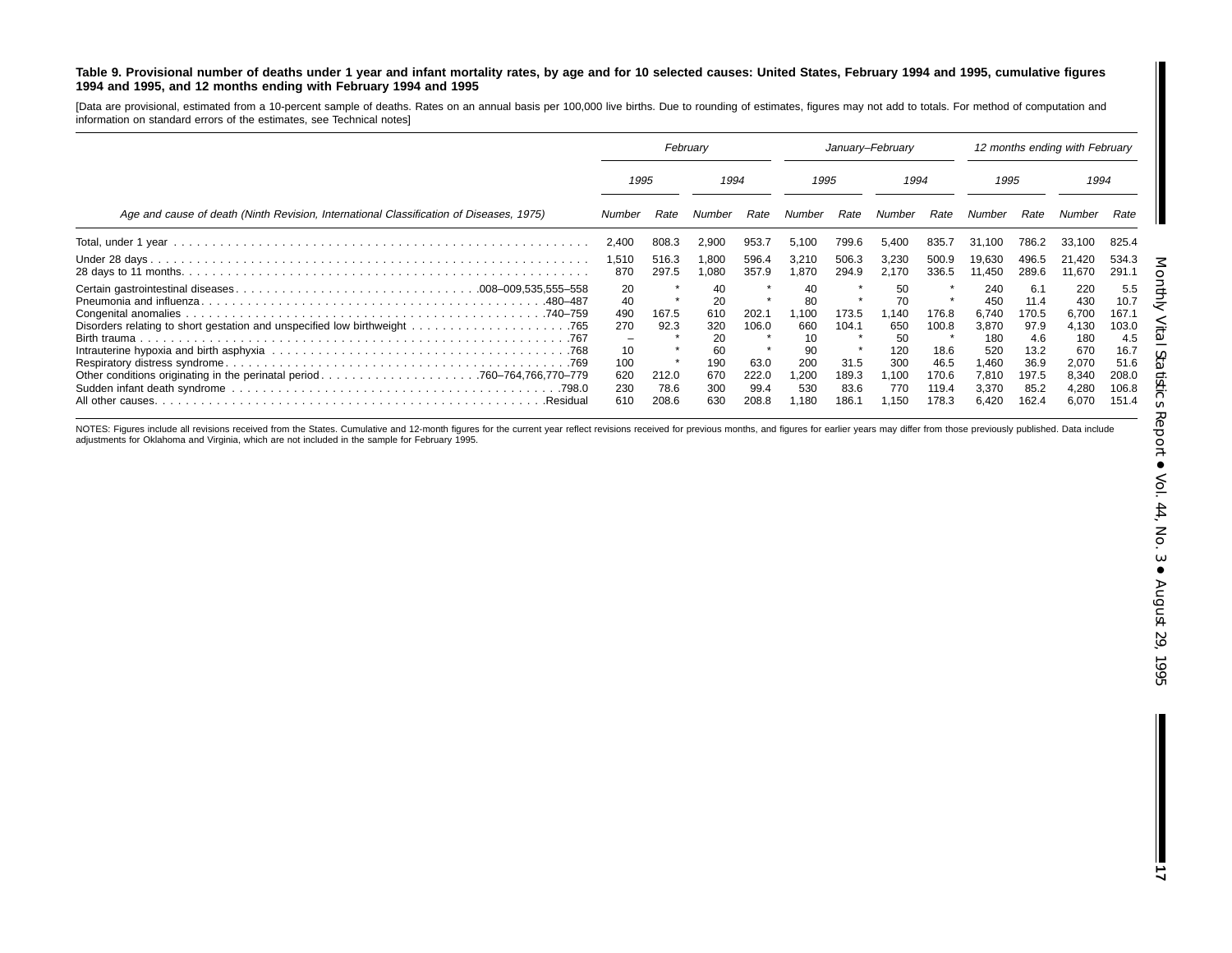**Table 9. Provisional number of deaths under 1 year and infant mortality rates, by age and for 10 selected causes: United States, February 1994 and 1995, cumulative figures 1994 and 1995, and 12 months ending with February 1994 and 1995**

[Data are provisional, estimated from a 10-percent sample of deaths. Rates on an annual basis per 100,000 live births. Due to rounding of estimates, figures may not add to totals. For method of computation and information on standard errors of the estimates, see Technical notes]

| Age and cause of death (Ninth Revision, International Classification of Diseases, 1975) | February | | | | January–February | | | | 12 months ending with February | | | |
|---|---|---|---|---|---|---|---|---|---|---|---|---|
| | 1995 | | 1994 | | 1995 | | 1994 | | 1995 | | 1994 | |
| | Number | Rate | Number | Rate | Number | Rate | Number | Rate | Number | Rate | Number | Rate |
| Total, under 1 year | 2,400 | 808.3 | 2,900 | 953.7 | 5,100 | 799.6 | 5,400 | 835.7 | 31,100 | 786.2 | 33,100 | 825.4 |
| Under 28 days | 1,510 | 516.3 | 1,800 | 596.4 | 3,210 | 506.3 | 3,230 | 500.9 | 19,630 | 496.5 | 21,420 | 534.3 |
| 28 days to 11 months | 870 | 297.5 | 1,080 | 357.9 | 1,870 | 294.9 | 2,170 | 336.5 | 11,450 | 289.6 | 11,670 | 291.1 |
| Certain gastrointestinal diseases 008–009,535,555–558 | 20 | * | 40 | * | 40 | * | 50 | * | 240 | 6.1 | 220 | 5.5 |
| Pneumonia and influenza 480–487 | 40 | * | 20 | * | 80 | * | 70 | * | 450 | 11.4 | 430 | 10.7 |
| Congenital anomalies 740–759 | 490 | 167.5 | 610 | 202.1 | 1,100 | 173.5 | 1,140 | 176.8 | 6,740 | 170.5 | 6,700 | 167.1 |
| Disorders relating to short gestation and unspecified low birthweight 765 | 270 | 92.3 | 320 | 106.0 | 660 | 104.1 | 650 | 100.8 | 3,870 | 97.9 | 4,130 | 103.0 |
| Birth trauma 767 | – | * | 20 | * | 10 | * | 50 | * | 180 | 4.6 | 180 | 4.5 |
| Intrauterine hypoxia and birth asphyxia 768 | 10 | * | 60 | * | 90 | * | 120 | 18.6 | 520 | 13.2 | 670 | 16.7 |
| Respiratory distress syndrome 769 | 100 | * | 190 | 63.0 | 200 | 31.5 | 300 | 46.5 | 1,460 | 36.9 | 2,070 | 51.6 |
| Other conditions originating in the perinatal period 760–764,766,770–779 | 620 | 212.0 | 670 | 222.0 | 1,200 | 189.3 | 1,100 | 170.6 | 7,810 | 197.5 | 8,340 | 208.0 |
| Sudden infant death syndrome 798.0 | 230 | 78.6 | 300 | 99.4 | 530 | 83.6 | 770 | 119.4 | 3,370 | 85.2 | 4,280 | 106.8 |
| All other causes Residual | 610 | 208.6 | 630 | 208.8 | 1,180 | 186.1 | 1,150 | 178.3 | 6,420 | 162.4 | 6,070 | 151.4 |

NOTES: Figures include all revisions received from the States. Cumulative and 12-month figures for the current year reflect revisions received for previous months, and figures for earlier years may differ from those previously published. Data include adjustments for Oklahoma and Virginia, which are not included in the sample for February 1995.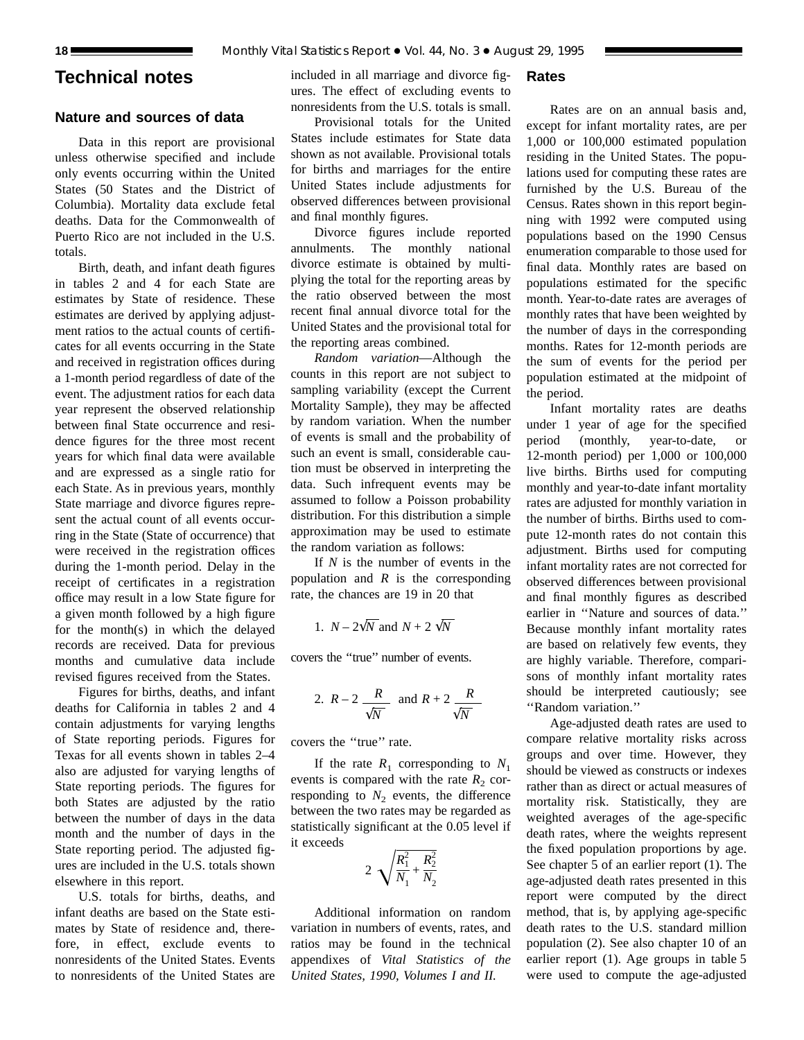# Technical notes

## Nature and sources of data

Data in this report are provisional unless otherwise specified and include only events occurring within the United States (50 States and the District of Columbia). Mortality data exclude fetal deaths. Data for the Commonwealth of Puerto Rico are not included in the U.S. totals.

Birth, death, and infant death figures in tables 2 and 4 for each State are estimates by State of residence. These estimates are derived by applying adjustment ratios to the actual counts of certificates for all events occurring in the State and received in registration offices during a 1-month period regardless of date of the event. The adjustment ratios for each data year represent the observed relationship between final State occurrence and residence figures for the three most recent years for which final data were available and are expressed as a single ratio for each State. As in previous years, monthly State marriage and divorce figures represent the actual count of all events occurring in the State (State of occurrence) that were received in the registration offices during the 1-month period. Delay in the receipt of certificates in a registration office may result in a low State figure for a given month followed by a high figure for the month(s) in which the delayed records are received. Data for previous months and cumulative data include revised figures received from the States.

Figures for births, deaths, and infant deaths for California in tables 2 and 4 contain adjustments for varying lengths of State reporting periods. Figures for Texas for all events shown in tables 2–4 also are adjusted for varying lengths of State reporting periods. The figures for both States are adjusted by the ratio between the number of days in the data month and the number of days in the State reporting period. The adjusted figures are included in the U.S. totals shown elsewhere in this report.

U.S. totals for births, deaths, and infant deaths are based on the State estimates by State of residence and, therefore, in effect, exclude events to nonresidents of the United States. Events to nonresidents of the United States are included in all marriage and divorce figures. The effect of excluding events to nonresidents from the U.S. totals is small.

Provisional totals for the United States include estimates for State data shown as not available. Provisional totals for births and marriages for the entire United States include adjustments for observed differences between provisional and final monthly figures.

Divorce figures include reported annulments. The monthly national divorce estimate is obtained by multiplying the total for the reporting areas by the ratio observed between the most recent final annual divorce total for the United States and the provisional total for the reporting areas combined.

*Random variation*—Although the counts in this report are not subject to sampling variability (except the Current Mortality Sample), they may be affected by random variation. When the number of events is small and the probability of such an event is small, considerable caution must be observed in interpreting the data. Such infrequent events may be assumed to follow a Poisson probability distribution. For this distribution a simple approximation may be used to estimate the random variation as follows:

If $N$ is the number of events in the population and $R$ is the corresponding rate, the chances are 19 in 20 that

1. $N - 2\sqrt{N}$ and $N + 2\sqrt{N}$

covers the ''true'' number of events.

2. $R - 2\dfrac{R}{\sqrt{N}}$ and $R + 2\dfrac{R}{\sqrt{N}}$

covers the ''true'' rate.

If the rate $R_1$ corresponding to $N_1$ events is compared with the rate $R_2$ corresponding to $N_2$ events, the difference between the two rates may be regarded as statistically significant at the 0.05 level if it exceeds

$$2\sqrt{\frac{R_1^2}{N_1} + \frac{R_2^2}{N_2}}$$

Additional information on random variation in numbers of events, rates, and ratios may be found in the technical appendixes of *Vital Statistics of the United States, 1990, Volumes I and II.*

## Rates

Rates are on an annual basis and, except for infant mortality rates, are per 1,000 or 100,000 estimated population residing in the United States. The populations used for computing these rates are furnished by the U.S. Bureau of the Census. Rates shown in this report beginning with 1992 were computed using populations based on the 1990 Census enumeration comparable to those used for final data. Monthly rates are based on populations estimated for the specific month. Year-to-date rates are averages of monthly rates that have been weighted by the number of days in the corresponding months. Rates for 12-month periods are the sum of events for the period per population estimated at the midpoint of the period.

Infant mortality rates are deaths under 1 year of age for the specified period (monthly, year-to-date, or 12-month period) per 1,000 or 100,000 live births. Births used for computing monthly and year-to-date infant mortality rates are adjusted for monthly variation in the number of births. Births used to compute 12-month rates do not contain this adjustment. Births used for computing infant mortality rates are not corrected for observed differences between provisional and final monthly figures as described earlier in ''Nature and sources of data.'' Because monthly infant mortality rates are based on relatively few events, they are highly variable. Therefore, comparisons of monthly infant mortality rates should be interpreted cautiously; see ''Random variation.''

Age-adjusted death rates are used to compare relative mortality risks across groups and over time. However, they should be viewed as constructs or indexes rather than as direct or actual measures of mortality risk. Statistically, they are weighted averages of the age-specific death rates, where the weights represent the fixed population proportions by age. See chapter 5 of an earlier report (1). The age-adjusted death rates presented in this report were computed by the direct method, that is, by applying age-specific death rates to the U.S. standard million population (2). See also chapter 10 of an earlier report (1). Age groups in table 5 were used to compute the age-adjusted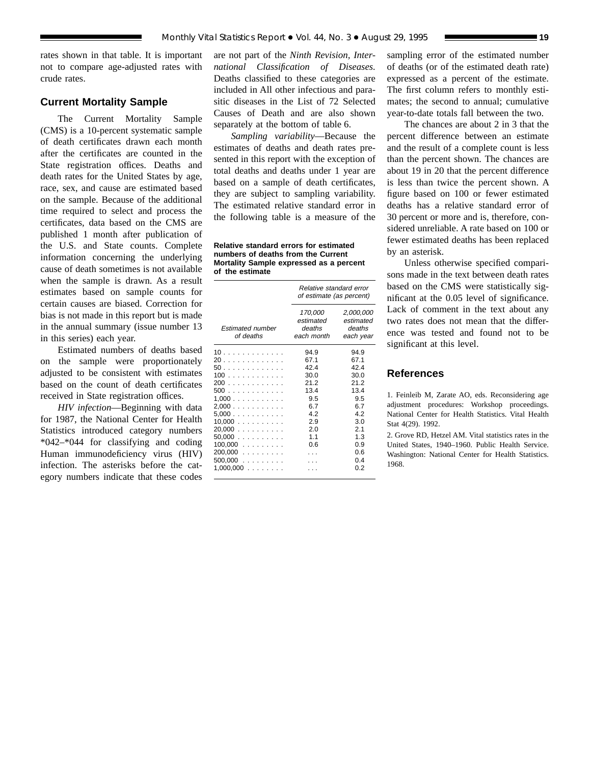rates shown in that table. It is important not to compare age-adjusted rates with crude rates.

## Current Mortality Sample

The Current Mortality Sample (CMS) is a 10-percent systematic sample of death certificates drawn each month after the certificates are counted in the State registration offices. Deaths and death rates for the United States by age, race, sex, and cause are estimated based on the sample. Because of the additional time required to select and process the certificates, data based on the CMS are published 1 month after publication of the U.S. and State counts. Complete information concerning the underlying cause of death sometimes is not available when the sample is drawn. As a result estimates based on sample counts for certain causes are biased. Correction for bias is not made in this report but is made in the annual summary (issue number 13 in this series) each year.

Estimated numbers of deaths based on the sample were proportionately adjusted to be consistent with estimates based on the count of death certificates received in State registration offices.

*HIV infection*—Beginning with data for 1987, the National Center for Health Statistics introduced category numbers *042–*044 for classifying and coding Human immunodeficiency virus (HIV) infection. The asterisks before the category numbers indicate that these codes are not part of the *Ninth Revision, International Classification of Diseases.* Deaths classified to these categories are included in All other infectious and parasitic diseases in the List of 72 Selected Causes of Death and are also shown separately at the bottom of table 6.

*Sampling variability*—Because the estimates of deaths and death rates presented in this report with the exception of total deaths and deaths under 1 year are based on a sample of death certificates, they are subject to sampling variability. The estimated relative standard error in the following table is a measure of the sampling error of the estimated number of deaths (or of the estimated death rate) expressed as a percent of the estimate. The first column refers to monthly estimates; the second to annual; cumulative year-to-date totals fall between the two.

**Relative standard errors for estimated numbers of deaths from the Current Mortality Sample expressed as a percent of the estimate**

| *Estimated number of deaths* | *Relative standard error of estimate (as percent)* | |
|---|---|---|
| | *170,000 estimated deaths each month* | *2,000,000 estimated deaths each year* |
| 10 | 94.9 | 94.9 |
| 20 | 67.1 | 67.1 |
| 50 | 42.4 | 42.4 |
| 100 | 30.0 | 30.0 |
| 200 | 21.2 | 21.2 |
| 500 | 13.4 | 13.4 |
| 1,000 | 9.5 | 9.5 |
| 2,000 | 6.7 | 6.7 |
| 5,000 | 4.2 | 4.2 |
| 10,000 | 2.9 | 3.0 |
| 20,000 | 2.0 | 2.1 |
| 50,000 | 1.1 | 1.3 |
| 100,000 | 0.6 | 0.9 |
| 200,000 | . . . | 0.6 |
| 500,000 | . . . | 0.4 |
| 1,000,000 | . . . | 0.2 |

The chances are about 2 in 3 that the percent difference between an estimate and the result of a complete count is less than the percent shown. The chances are about 19 in 20 that the percent difference is less than twice the percent shown. A figure based on 100 or fewer estimated deaths has a relative standard error of 30 percent or more and is, therefore, considered unreliable. A rate based on 100 or fewer estimated deaths has been replaced by an asterisk.

Unless otherwise specified comparisons made in the text between death rates based on the CMS were statistically significant at the 0.05 level of significance. Lack of comment in the text about any two rates does not mean that the difference was tested and found not to be significant at this level.

## References

1. Feinleib M, Zarate AO, eds. Reconsidering age adjustment procedures: Workshop proceedings. National Center for Health Statistics. Vital Health Stat 4(29). 1992.

2. Grove RD, Hetzel AM. Vital statistics rates in the United States, 1940–1960. Public Health Service. Washington: National Center for Health Statistics. 1968.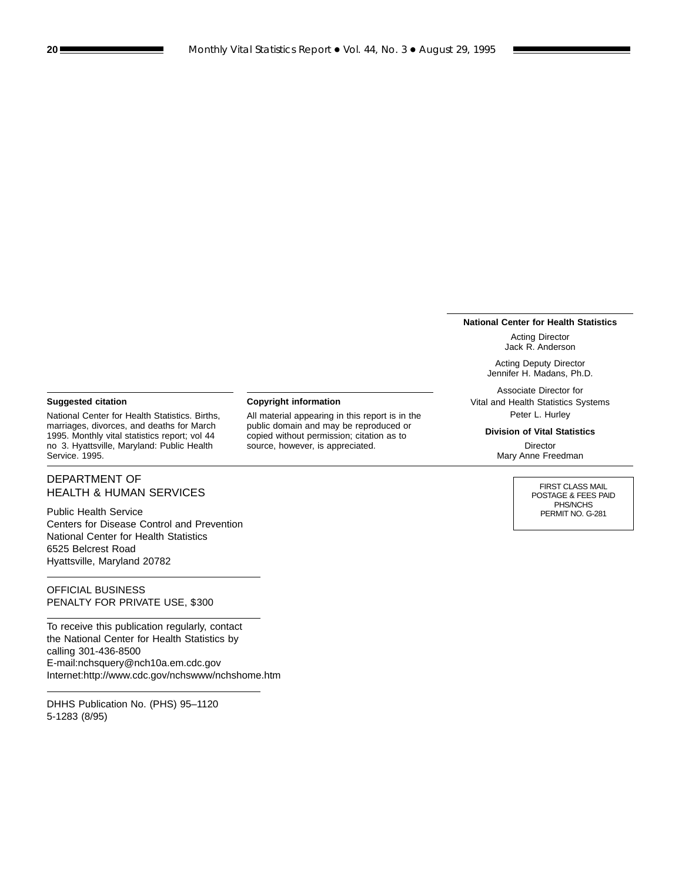**National Center for Health Statistics**

Acting Director
Jack R. Anderson

Acting Deputy Director
Jennifer H. Madans, Ph.D.

Associate Director for
Vital and Health Statistics Systems
Peter L. Hurley

**Division of Vital Statistics**

Director
Mary Anne Freedman

**Suggested citation**

National Center for Health Statistics. Births, marriages, divorces, and deaths for March 1995. Monthly vital statistics report; vol 44 no 3. Hyattsville, Maryland: Public Health Service. 1995.

**Copyright information**

All material appearing in this report is in the public domain and may be reproduced or copied without permission; citation as to source, however, is appreciated.

DEPARTMENT OF
HEALTH & HUMAN SERVICES

Public Health Service
Centers for Disease Control and Prevention
National Center for Health Statistics
6525 Belcrest Road
Hyattsville, Maryland 20782

OFFICIAL BUSINESS
PENALTY FOR PRIVATE USE, $300

To receive this publication regularly, contact the National Center for Health Statistics by calling 301-436-8500
E-mail:nchsquery@nch10a.em.cdc.gov
Internet:http://www.cdc.gov/nchswww/nchshome.htm

DHHS Publication No. (PHS) 95–1120
5-1283 (8/95)

FIRST CLASS MAIL
POSTAGE & FEES PAID
PHS/NCHS
PERMIT NO. G-281